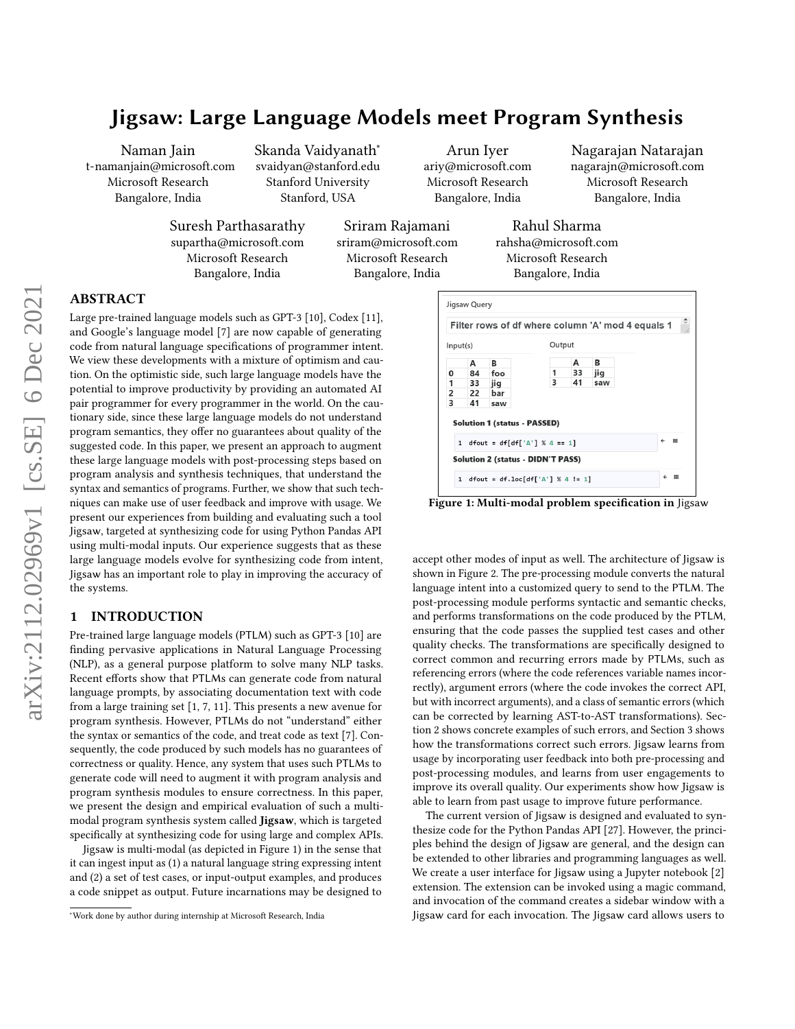# Jigsaw: Large Language Models meet Program Synthesis

Naman Jain
t-namanjain@microsoft.com
Microsoft Research
Bangalore, India

Skanda Vaidyanath[*]
svaidyan@stanford.edu
Stanford University
Stanford, USA

Arun Iyer
ariy@microsoft.com
Microsoft Research
Bangalore, India

Nagarajan Natarajan
nagarajn@microsoft.com
Microsoft Research
Bangalore, India

Suresh Parthasarathy
supartha@microsoft.com
Microsoft Research
Bangalore, India

Sriram Rajamani
sriram@microsoft.com
Microsoft Research
Bangalore, India

Rahul Sharma
rahsha@microsoft.com
Microsoft Research
Bangalore, India

## ABSTRACT

Large pre-trained language models such as GPT-3 [10], Codex [11], and Google's language model [7] are now capable of generating code from natural language specifications of programmer intent. We view these developments with a mixture of optimism and caution. On the optimistic side, such large language models have the potential to improve productivity by providing an automated AI pair programmer for every programmer in the world. On the cautionary side, since these large language models do not understand program semantics, they offer no guarantees about quality of the suggested code. In this paper, we present an approach to augment these large language models with post-processing steps based on program analysis and synthesis techniques, that understand the syntax and semantics of programs. Further, we show that such techniques can make use of user feedback and improve with usage. We present our experiences from building and evaluating such a tool Jigsaw, targeted at synthesizing code for using Python Pandas API using multi-modal inputs. Our experience suggests that as these large language models evolve for synthesizing code from intent, Jigsaw has an important role to play in improving the accuracy of the systems.

Jigsaw Query

Filter rows of df where column 'A' mod 4 equals 1

Input(s)

| | A | B |
|---|---|---|
| 0 | 84 | foo |
| 1 | 33 | jig |
| 2 | 22 | bar |
| 3 | 41 | saw |

Output

| | A | B |
|---|---|---|
| 1 | 33 | jig |
| 3 | 41 | saw |

Solution 1 (status - PASSED)

```
1  dfout = df[df['A'] % 4 == 1]
```

Solution 2 (status - DIDN'T PASS)

```
1  dfout = df.loc[df['A'] % 4 != 1]
```

**Figure 1: Multi-modal problem specification in** Jigsaw

## 1 INTRODUCTION

Pre-trained large language models (PTLM) such as GPT-3 [10] are finding pervasive applications in Natural Language Processing (NLP), as a general purpose platform to solve many NLP tasks. Recent efforts show that PTLMs can generate code from natural language prompts, by associating documentation text with code from a large training set [1, 7, 11]. This presents a new avenue for program synthesis. However, PTLMs do not "understand" either the syntax or semantics of the code, and treat code as text [7]. Consequently, the code produced by such models has no guarantees of correctness or quality. Hence, any system that uses such PTLMs to generate code will need to augment it with program analysis and program synthesis modules to ensure correctness. In this paper, we present the design and empirical evaluation of such a multi-modal program synthesis system called **Jigsaw**, which is targeted specifically at synthesizing code for using large and complex APIs.

Jigsaw is multi-modal (as depicted in Figure 1) in the sense that it can ingest input as (1) a natural language string expressing intent and (2) a set of test cases, or input-output examples, and produces a code snippet as output. Future incarnations may be designed to accept other modes of input as well. The architecture of Jigsaw is shown in Figure 2. The pre-processing module converts the natural language intent into a customized query to send to the PTLM. The post-processing module performs syntactic and semantic checks, and performs transformations on the code produced by the PTLM, ensuring that the code passes the supplied test cases and other quality checks. The transformations are specifically designed to correct common and recurring errors made by PTLMs, such as referencing errors (where the code references variable names incorrectly), argument errors (where the code invokes the correct API, but with incorrect arguments), and a class of semantic errors (which can be corrected by learning AST-to-AST transformations). Section 2 shows concrete examples of such errors, and Section 3 shows how the transformations correct such errors. Jigsaw learns from usage by incorporating user feedback into both pre-processing and post-processing modules, and learns from user engagements to improve its overall quality. Our experiments show how Jigsaw is able to learn from past usage to improve future performance.

The current version of Jigsaw is designed and evaluated to synthesize code for the Python Pandas API [27]. However, the principles behind the design of Jigsaw are general, and the design can be extended to other libraries and programming languages as well. We create a user interface for Jigsaw using a Jupyter notebook [2] extension. The extension can be invoked using a magic command, and invocation of the command creates a sidebar window with a Jigsaw card for each invocation. The Jigsaw card allows users to

[*]Work done by author during internship at Microsoft Research, India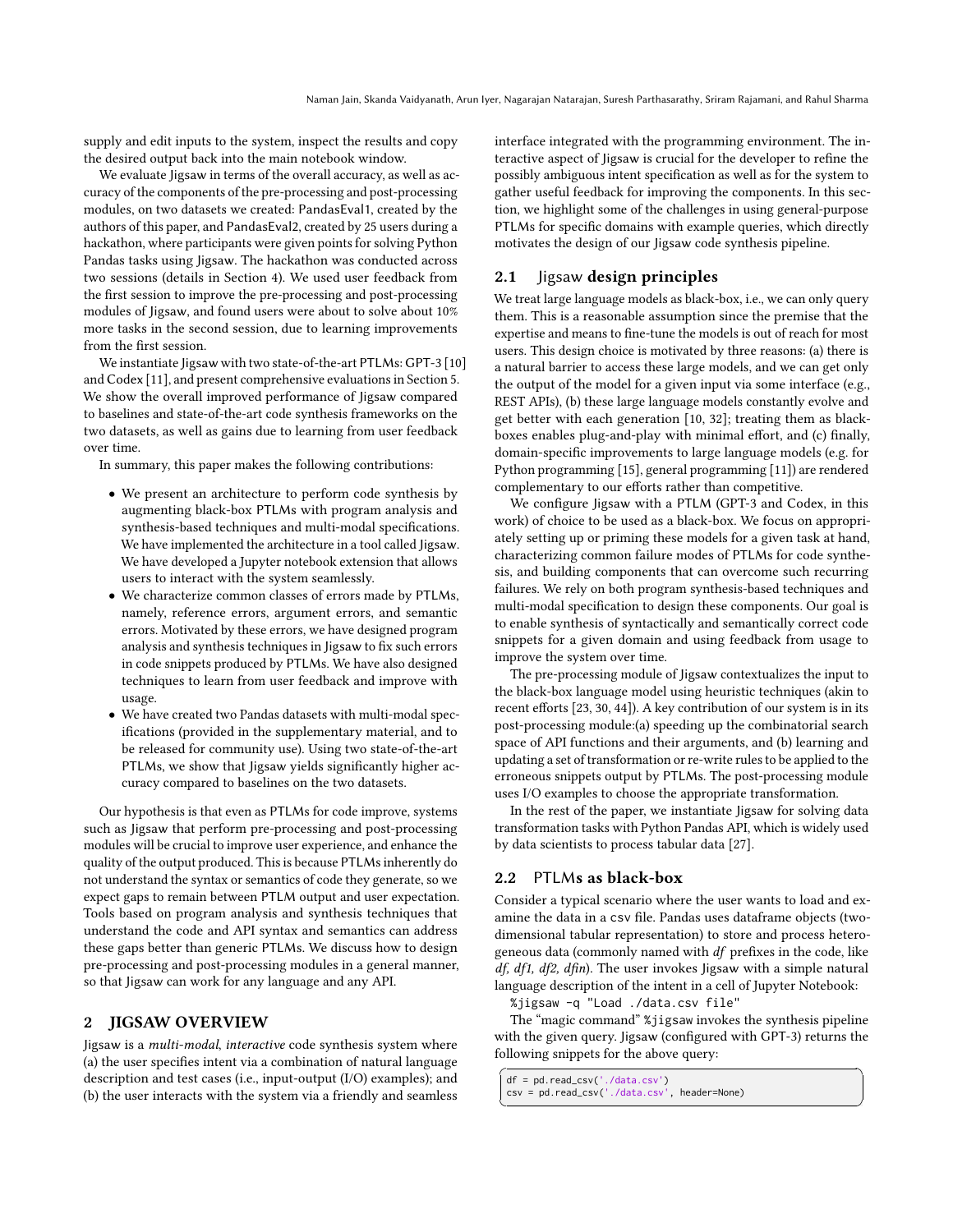supply and edit inputs to the system, inspect the results and copy the desired output back into the main notebook window.

We evaluate Jigsaw in terms of the overall accuracy, as well as accuracy of the components of the pre-processing and post-processing modules, on two datasets we created: PandasEval1, created by the authors of this paper, and PandasEval2, created by 25 users during a hackathon, where participants were given points for solving Python Pandas tasks using Jigsaw. The hackathon was conducted across two sessions (details in Section 4). We used user feedback from the first session to improve the pre-processing and post-processing modules of Jigsaw, and found users were about to solve about 10% more tasks in the second session, due to learning improvements from the first session.

We instantiate Jigsaw with two state-of-the-art PTLMs: GPT-3 [10] and Codex [11], and present comprehensive evaluations in Section 5. We show the overall improved performance of Jigsaw compared to baselines and state-of-the-art code synthesis frameworks on the two datasets, as well as gains due to learning from user feedback over time.

In summary, this paper makes the following contributions:

- We present an architecture to perform code synthesis by augmenting black-box PTLMs with program analysis and synthesis-based techniques and multi-modal specifications. We have implemented the architecture in a tool called Jigsaw. We have developed a Jupyter notebook extension that allows users to interact with the system seamlessly.
- We characterize common classes of errors made by PTLMs, namely, reference errors, argument errors, and semantic errors. Motivated by these errors, we have designed program analysis and synthesis techniques in Jigsaw to fix such errors in code snippets produced by PTLMs. We have also designed techniques to learn from user feedback and improve with usage.
- We have created two Pandas datasets with multi-modal specifications (provided in the supplementary material, and to be released for community use). Using two state-of-the-art PTLMs, we show that Jigsaw yields significantly higher accuracy compared to baselines on the two datasets.

Our hypothesis is that even as PTLMs for code improve, systems such as Jigsaw that perform pre-processing and post-processing modules will be crucial to improve user experience, and enhance the quality of the output produced. This is because PTLMs inherently do not understand the syntax or semantics of code they generate, so we expect gaps to remain between PTLM output and user expectation. Tools based on program analysis and synthesis techniques that understand the code and API syntax and semantics can address these gaps better than generic PTLMs. We discuss how to design pre-processing and post-processing modules in a general manner, so that Jigsaw can work for any language and any API.

## 2 JIGSAW OVERVIEW

Jigsaw is a *multi-modal*, *interactive* code synthesis system where (a) the user specifies intent via a combination of natural language description and test cases (i.e., input-output (I/O) examples); and (b) the user interacts with the system via a friendly and seamless interface integrated with the programming environment. The interactive aspect of Jigsaw is crucial for the developer to refine the possibly ambiguous intent specification as well as for the system to gather useful feedback for improving the components. In this section, we highlight some of the challenges in using general-purpose PTLMs for specific domains with example queries, which directly motivates the design of our Jigsaw code synthesis pipeline.

### 2.1 Jigsaw design principles

We treat large language models as black-box, i.e., we can only query them. This is a reasonable assumption since the premise that the expertise and means to fine-tune the models is out of reach for most users. This design choice is motivated by three reasons: (a) there is a natural barrier to access these large models, and we can get only the output of the model for a given input via some interface (e.g., REST APIs), (b) these large language models constantly evolve and get better with each generation [10, 32]; treating them as black-boxes enables plug-and-play with minimal effort, and (c) finally, domain-specific improvements to large language models (e.g. for Python programming [15], general programming [11]) are rendered complementary to our efforts rather than competitive.

We configure Jigsaw with a PTLM (GPT-3 and Codex, in this work) of choice to be used as a black-box. We focus on appropriately setting up or priming these models for a given task at hand, characterizing common failure modes of PTLMs for code synthesis, and building components that can overcome such recurring failures. We rely on both program synthesis-based techniques and multi-modal specification to design these components. Our goal is to enable synthesis of syntactically and semantically correct code snippets for a given domain and using feedback from usage to improve the system over time.

The pre-processing module of Jigsaw contextualizes the input to the black-box language model using heuristic techniques (akin to recent efforts [23, 30, 44]). A key contribution of our system is in its post-processing module:(a) speeding up the combinatorial search space of API functions and their arguments, and (b) learning and updating a set of transformation or re-write rules to be applied to the erroneous snippets output by PTLMs. The post-processing module uses I/O examples to choose the appropriate transformation.

In the rest of the paper, we instantiate Jigsaw for solving data transformation tasks with Python Pandas API, which is widely used by data scientists to process tabular data [27].

### 2.2 PTLMs as black-box

Consider a typical scenario where the user wants to load and examine the data in a csv file. Pandas uses dataframe objects (two-dimensional tabular representation) to store and process heterogeneous data (commonly named with *df* prefixes in the code, like *df, df1, df2, dfin*). The user invokes Jigsaw with a simple natural language description of the intent in a cell of Jupyter Notebook:

```
%jigsaw -q "Load ./data.csv file"
```

The "magic command" `%jigsaw` invokes the synthesis pipeline with the given query. Jigsaw (configured with GPT-3) returns the following snippets for the above query:

```
df = pd.read_csv('./data.csv')
csv = pd.read_csv('./data.csv', header=None)
```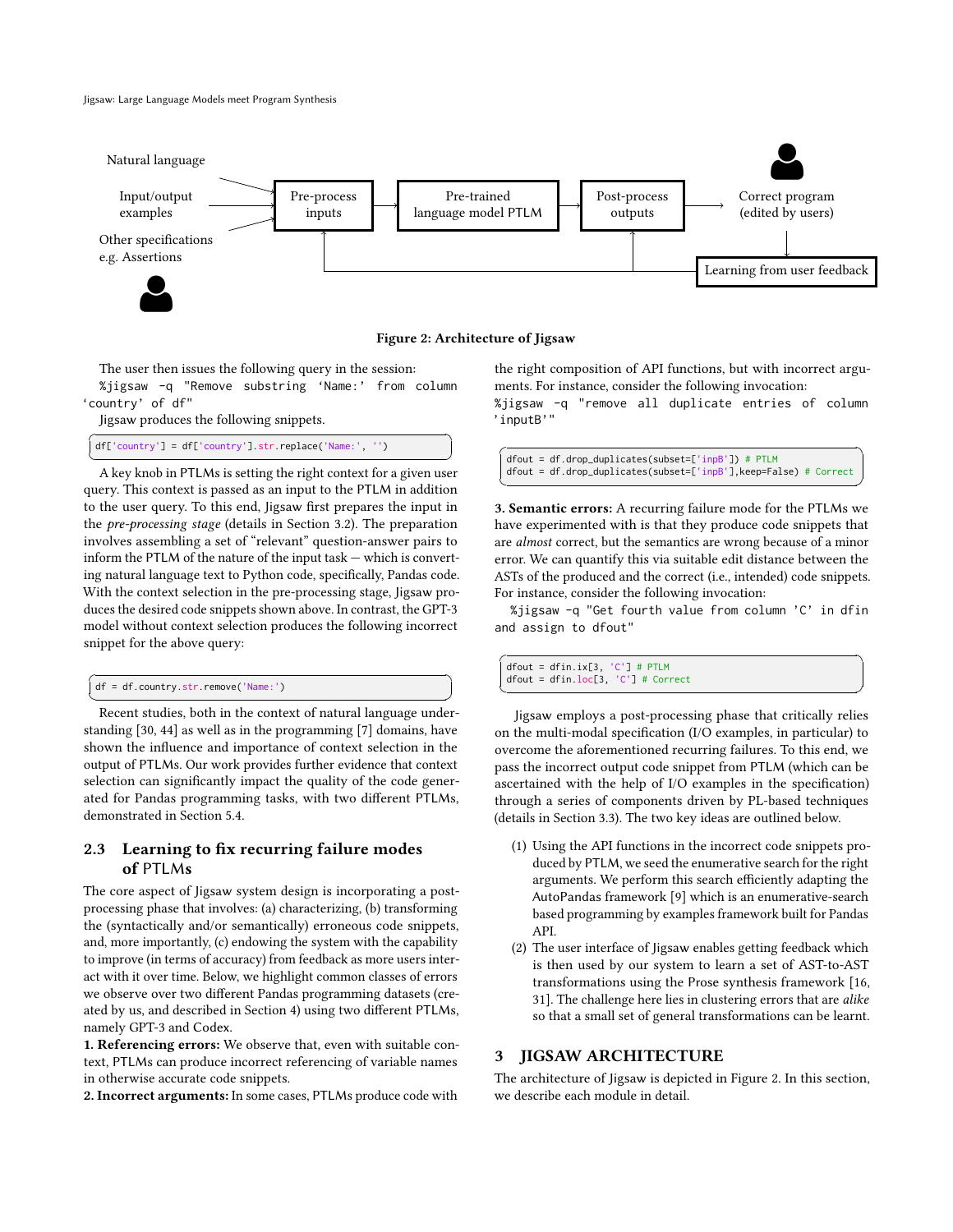Natural language

Input/output examples

Other specifications e.g. Assertions

Pre-process inputs → Pre-trained language model PTLM → Post-process outputs → Correct program (edited by users)

Learning from user feedback

**Figure 2: Architecture of Jigsaw**

The user then issues the following query in the session:
%jigsaw -q "Remove substring 'Name:' from column 'country' of df"

Jigsaw produces the following snippets.

```
df['country'] = df['country'].str.replace('Name:', '')
```

A key knob in PTLMs is setting the right context for a given user query. This context is passed as an input to the PTLM in addition to the user query. To this end, Jigsaw first prepares the input in the *pre-processing stage* (details in Section 3.2). The preparation involves assembling a set of "relevant" question-answer pairs to inform the PTLM of the nature of the input task — which is converting natural language text to Python code, specifically, Pandas code. With the context selection in the pre-processing stage, Jigsaw produces the desired code snippets shown above. In contrast, the GPT-3 model without context selection produces the following incorrect snippet for the above query:

```
df = df.country.str.remove('Name:')
```

Recent studies, both in the context of natural language understanding [30, 44] as well as in the programming [7] domains, have shown the influence and importance of context selection in the output of PTLMs. Our work provides further evidence that context selection can significantly impact the quality of the code generated for Pandas programming tasks, with two different PTLMs, demonstrated in Section 5.4.

## 2.3 Learning to fix recurring failure modes of PTLMs

The core aspect of Jigsaw system design is incorporating a post-processing phase that involves: (a) characterizing, (b) transforming the (syntactically and/or semantically) erroneous code snippets, and, more importantly, (c) endowing the system with the capability to improve (in terms of accuracy) from feedback as more users interact with it over time. Below, we highlight common classes of errors we observe over two different Pandas programming datasets (created by us, and described in Section 4) using two different PTLMs, namely GPT-3 and Codex.

**1. Referencing errors:** We observe that, even with suitable context, PTLMs can produce incorrect referencing of variable names in otherwise accurate code snippets.

**2. Incorrect arguments:** In some cases, PTLMs produce code with the right composition of API functions, but with incorrect arguments. For instance, consider the following invocation:
%jigsaw -q "remove all duplicate entries of column 'inputB'"

```
dfout = df.drop_duplicates(subset=['inpB']) # PTLM
dfout = df.drop_duplicates(subset=['inpB'],keep=False) # Correct
```

**3. Semantic errors:** A recurring failure mode for the PTLMs we have experimented with is that they produce code snippets that are *almost* correct, but the semantics are wrong because of a minor error. We can quantify this via suitable edit distance between the ASTs of the produced and the correct (i.e., intended) code snippets. For instance, consider the following invocation:
%jigsaw -q "Get fourth value from column 'C' in dfin and assign to dfout"

```
dfout = dfin.ix[3, 'C'] # PTLM
dfout = dfin.loc[3, 'C'] # Correct
```

Jigsaw employs a post-processing phase that critically relies on the multi-modal specification (I/O examples, in particular) to overcome the aforementioned recurring failures. To this end, we pass the incorrect output code snippet from PTLM (which can be ascertained with the help of I/O examples in the specification) through a series of components driven by PL-based techniques (details in Section 3.3). The two key ideas are outlined below.

(1) Using the API functions in the incorrect code snippets produced by PTLM, we seed the enumerative search for the right arguments. We perform this search efficiently adapting the AutoPandas framework [9] which is an enumerative-search based programming by examples framework built for Pandas API.
(2) The user interface of Jigsaw enables getting feedback which is then used by our system to learn a set of AST-to-AST transformations using the Prose synthesis framework [16, 31]. The challenge here lies in clustering errors that are *alike* so that a small set of general transformations can be learnt.

## 3 JIGSAW ARCHITECTURE

The architecture of Jigsaw is depicted in Figure 2. In this section, we describe each module in detail.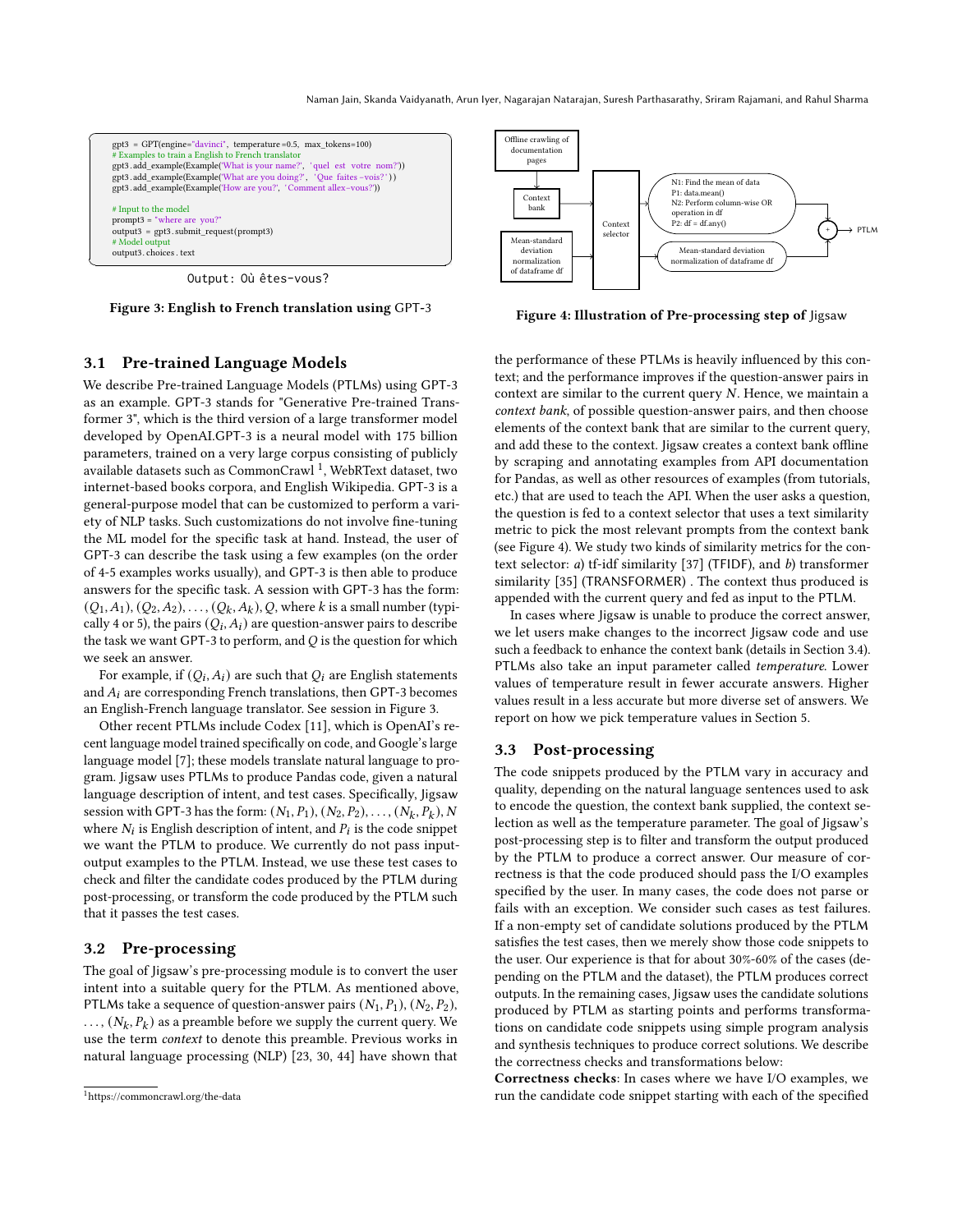```
gpt3 = GPT(engine="davinci", temperature=0.5, max_tokens=100)
# Examples to train a English to French translator
gpt3.add_example(Example('What is your name?', 'quel est votre nom?'))
gpt3.add_example(Example('What are you doing?', 'Que faites -vois?'))
gpt3.add_example(Example('How are you?', 'Comment allez-vous?'))

# Input to the model
prompt3 = "where are you?"
output3 = gpt3.submit_request(prompt3)
# Model output
output3.choices.text
```

Output: Où êtes-vous?

**Figure 3: English to French translation using** GPT-3

Offline crawling of documentation pages → Context bank → Context selector

Mean-standard deviation normalization of dataframe df → Context selector

N1: Find the mean of data
P1: data.mean()
N2: Perform column-wise OR operation in df
P2: df = df.any()

Mean-standard deviation normalization of dataframe df

+ → PTLM

**Figure 4: Illustration of Pre-processing step of** Jigsaw

### 3.1 Pre-trained Language Models

We describe Pre-trained Language Models (PTLMs) using GPT-3 as an example. GPT-3 stands for "Generative Pre-trained Transformer 3", which is the third version of a large transformer model developed by OpenAI.GPT-3 is a neural model with 175 billion parameters, trained on a very large corpus consisting of publicly available datasets such as CommonCrawl [1], WebRText dataset, two internet-based books corpora, and English Wikipedia. GPT-3 is a general-purpose model that can be customized to perform a variety of NLP tasks. Such customizations do not involve fine-tuning the ML model for the specific task at hand. Instead, the user of GPT-3 can describe the task using a few examples (on the order of 4-5 examples works usually), and GPT-3 is then able to produce answers for the specific task. A session with GPT-3 has the form: $(Q_1, A_1), (Q_2, A_2), \ldots, (Q_k, A_k), Q$, where $k$ is a small number (typically 4 or 5), the pairs $(Q_i, A_i)$ are question-answer pairs to describe the task we want GPT-3 to perform, and $Q$ is the question for which we seek an answer.

For example, if $(Q_i, A_i)$ are such that $Q_i$ are English statements and $A_i$ are corresponding French translations, then GPT-3 becomes an English-French language translator. See session in Figure 3.

Other recent PTLMs include Codex [11], which is OpenAI's recent language model trained specifically on code, and Google's large language model [7]; these models translate natural language to program. Jigsaw uses PTLMs to produce Pandas code, given a natural language description of intent, and test cases. Specifically, Jigsaw session with GPT-3 has the form: $(N_1, P_1), (N_2, P_2), \ldots, (N_k, P_k), N$ where $N_i$ is English description of intent, and $P_i$ is the code snippet we want the PTLM to produce. We currently do not pass input-output examples to the PTLM. Instead, we use these test cases to check and filter the candidate codes produced by the PTLM during post-processing, or transform the code produced by the PTLM such that it passes the test cases.

### 3.2 Pre-processing

The goal of Jigsaw's pre-processing module is to convert the user intent into a suitable query for the PTLM. As mentioned above, PTLMs take a sequence of question-answer pairs $(N_1, P_1), (N_2, P_2), \ldots, (N_k, P_k)$ as a preamble before we supply the current query. We use the term *context* to denote this preamble. Previous works in natural language processing (NLP) [23, 30, 44] have shown that the performance of these PTLMs is heavily influenced by this context; and the performance improves if the question-answer pairs in context are similar to the current query $N$. Hence, we maintain a *context bank*, of possible question-answer pairs, and then choose elements of the context bank that are similar to the current query, and add these to the context. Jigsaw creates a context bank offline by scraping and annotating examples from API documentation for Pandas, as well as other resources of examples (from tutorials, etc.) that are used to teach the API. When the user asks a question, the question is fed to a context selector that uses a text similarity metric to pick the most relevant prompts from the context bank (see Figure 4). We study two kinds of similarity metrics for the context selector: *a*) tf-idf similarity [37] (TFIDF), and *b*) transformer similarity [35] (TRANSFORMER) . The context thus produced is appended with the current query and fed as input to the PTLM.

In cases where Jigsaw is unable to produce the correct answer, we let users make changes to the incorrect Jigsaw code and use such a feedback to enhance the context bank (details in Section 3.4). PTLMs also take an input parameter called *temperature*. Lower values of temperature result in fewer accurate answers. Higher values result in a less accurate but more diverse set of answers. We report on how we pick temperature values in Section 5.

### 3.3 Post-processing

The code snippets produced by the PTLM vary in accuracy and quality, depending on the natural language sentences used to ask to encode the question, the context bank supplied, the context selection as well as the temperature parameter. The goal of Jigsaw's post-processing step is to filter and transform the output produced by the PTLM to produce a correct answer. Our measure of correctness is that the code produced should pass the I/O examples specified by the user. In many cases, the code does not parse or fails with an exception. We consider such cases as test failures. If a non-empty set of candidate solutions produced by the PTLM satisfies the test cases, then we merely show those code snippets to the user. Our experience is that for about 30%-60% of the cases (depending on the PTLM and the dataset), the PTLM produces correct outputs. In the remaining cases, Jigsaw uses the candidate solutions produced by PTLM as starting points and performs transformations on candidate code snippets using simple program analysis and synthesis techniques to produce correct solutions. We describe the correctness checks and transformations below:

**Correctness checks**: In cases where we have I/O examples, we run the candidate code snippet starting with each of the specified

[1] https://commoncrawl.org/the-data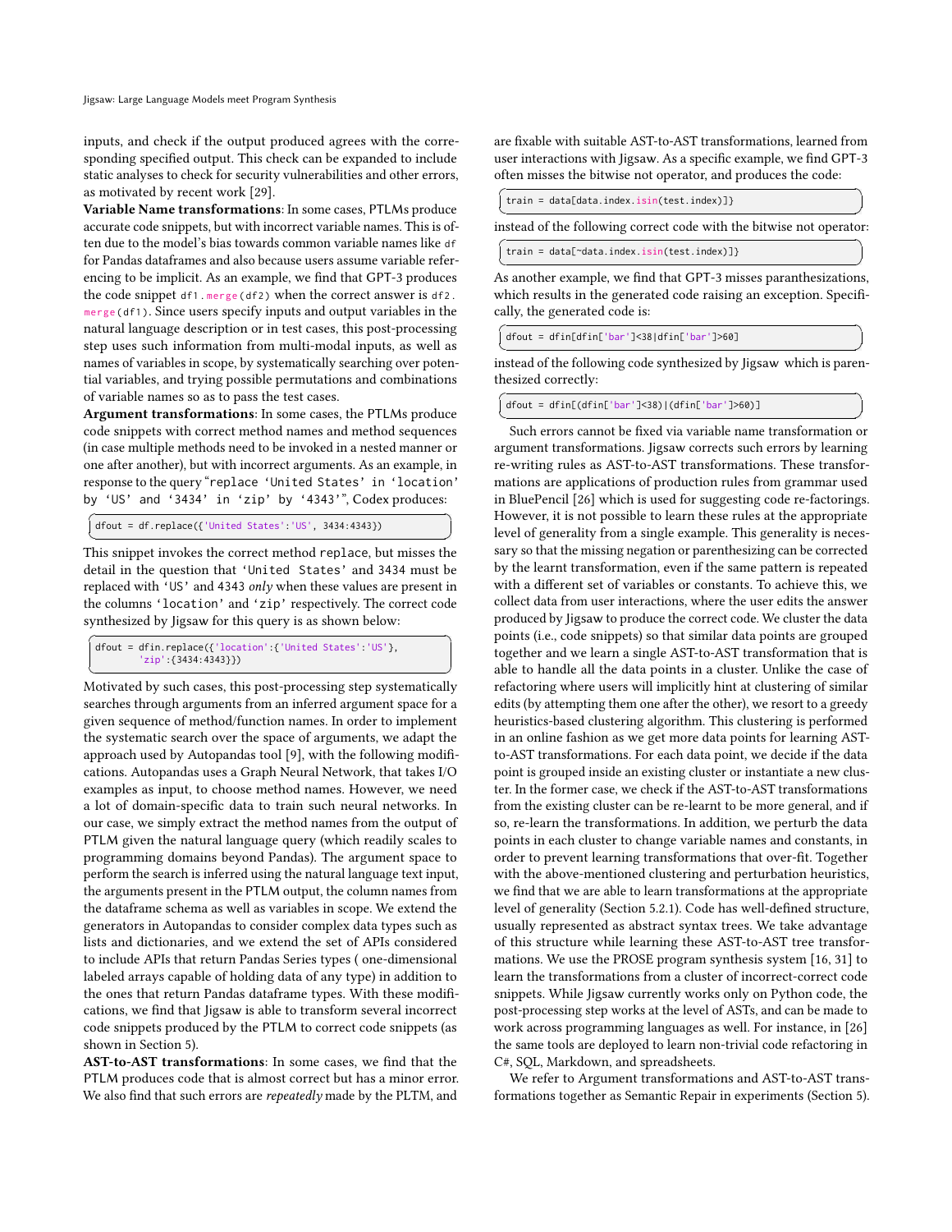inputs, and check if the output produced agrees with the corresponding specified output. This check can be expanded to include static analyses to check for security vulnerabilities and other errors, as motivated by recent work [29].

**Variable Name transformations**: In some cases, PTLMs produce accurate code snippets, but with incorrect variable names. This is often due to the model's bias towards common variable names like `df` for Pandas dataframes and also because users assume variable referencing to be implicit. As an example, we find that GPT-3 produces the code snippet `df1.merge(df2)` when the correct answer is `df2.merge(df1)`. Since users specify inputs and output variables in the natural language description or in test cases, this post-processing step uses such information from multi-modal inputs, as well as names of variables in scope, by systematically searching over potential variables, and trying possible permutations and combinations of variable names so as to pass the test cases.

**Argument transformations**: In some cases, the PTLMs produce code snippets with correct method names and method sequences (in case multiple methods need to be invoked in a nested manner or one after another), but with incorrect arguments. As an example, in response to the query "replace 'United States' in 'location' by 'US' and '3434' in 'zip' by '4343'", Codex produces:

```
dfout = df.replace({'United States':'US', 3434:4343})
```

This snippet invokes the correct method `replace`, but misses the detail in the question that 'United States' and 3434 must be replaced with 'US' and 4343 *only* when these values are present in the columns 'location' and 'zip' respectively. The correct code synthesized by Jigsaw for this query is as shown below:

```
dfout = dfin.replace({'location':{'United States':'US'},
        'zip':{3434:4343}})
```

Motivated by such cases, this post-processing step systematically searches through arguments from an inferred argument space for a given sequence of method/function names. In order to implement the systematic search over the space of arguments, we adapt the approach used by Autopandas tool [9], with the following modifications. Autopandas uses a Graph Neural Network, that takes I/O examples as input, to choose method names. However, we need a lot of domain-specific data to train such neural networks. In our case, we simply extract the method names from the output of PTLM given the natural language query (which readily scales to programming domains beyond Pandas). The argument space to perform the search is inferred using the natural language text input, the arguments present in the PTLM output, the column names from the dataframe schema as well as variables in scope. We extend the generators in Autopandas to consider complex data types such as lists and dictionaries, and we extend the set of APIs considered to include APIs that return Pandas Series types ( one-dimensional labeled arrays capable of holding data of any type) in addition to the ones that return Pandas dataframe types. With these modifications, we find that Jigsaw is able to transform several incorrect code snippets produced by the PTLM to correct code snippets (as shown in Section 5).

**AST-to-AST transformations**: In some cases, we find that the PTLM produces code that is almost correct but has a minor error. We also find that such errors are *repeatedly* made by the PLTM, and are fixable with suitable AST-to-AST transformations, learned from user interactions with Jigsaw. As a specific example, we find GPT-3 often misses the bitwise not operator, and produces the code:

```
train = data[data.index.isin(test.index)]}
```

instead of the following correct code with the bitwise not operator:

```
train = data[~data.index.isin(test.index)]}
```

As another example, we find that GPT-3 misses paranthesizations, which results in the generated code raising an exception. Specifically, the generated code is:

```
dfout = dfin[dfin['bar']<38|dfin['bar']>60]
```

instead of the following code synthesized by Jigsaw which is parenthesized correctly:

```
dfout = dfin[(dfin['bar']<38)|(dfin['bar']>60)]
```

Such errors cannot be fixed via variable name transformation or argument transformations. Jigsaw corrects such errors by learning re-writing rules as AST-to-AST transformations. These transformations are applications of production rules from grammar used in BluePencil [26] which is used for suggesting code re-factorings. However, it is not possible to learn these rules at the appropriate level of generality from a single example. This generality is necessary so that the missing negation or parenthesizing can be corrected by the learnt transformation, even if the same pattern is repeated with a different set of variables or constants. To achieve this, we collect data from user interactions, where the user edits the answer produced by Jigsaw to produce the correct code. We cluster the data points (i.e., code snippets) so that similar data points are grouped together and we learn a single AST-to-AST transformation that is able to handle all the data points in a cluster. Unlike the case of refactoring where users will implicitly hint at clustering of similar edits (by attempting them one after the other), we resort to a greedy heuristics-based clustering algorithm. This clustering is performed in an online fashion as we get more data points for learning AST-to-AST transformations. For each data point, we decide if the data point is grouped inside an existing cluster or instantiate a new cluster. In the former case, we check if the AST-to-AST transformations from the existing cluster can be re-learnt to be more general, and if so, re-learn the transformations. In addition, we perturb the data points in each cluster to change variable names and constants, in order to prevent learning transformations that over-fit. Together with the above-mentioned clustering and perturbation heuristics, we find that we are able to learn transformations at the appropriate level of generality (Section 5.2.1). Code has well-defined structure, usually represented as abstract syntax trees. We take advantage of this structure while learning these AST-to-AST tree transformations. We use the PROSE program synthesis system [16, 31] to learn the transformations from a cluster of incorrect-correct code snippets. While Jigsaw currently works only on Python code, the post-processing step works at the level of ASTs, and can be made to work across programming languages as well. For instance, in [26] the same tools are deployed to learn non-trivial code refactoring in C#, SQL, Markdown, and spreadsheets.

We refer to Argument transformations and AST-to-AST transformations together as Semantic Repair in experiments (Section 5).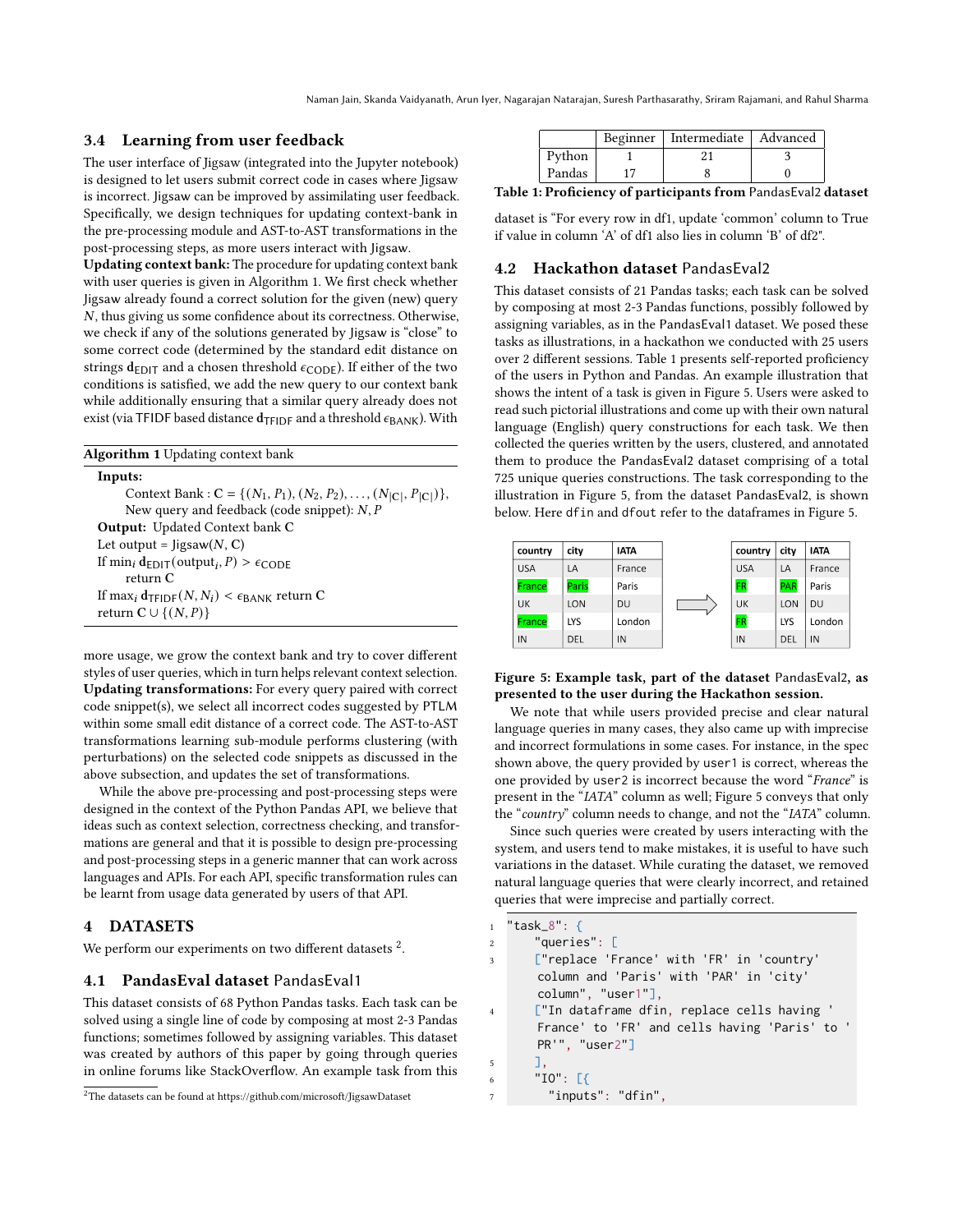### 3.4 Learning from user feedback

The user interface of Jigsaw (integrated into the Jupyter notebook) is designed to let users submit correct code in cases where Jigsaw is incorrect. Jigsaw can be improved by assimilating user feedback. Specifically, we design techniques for updating context-bank in the pre-processing module and AST-to-AST transformations in the post-processing steps, as more users interact with Jigsaw.

**Updating context bank:** The procedure for updating context bank with user queries is given in Algorithm 1. We first check whether Jigsaw already found a correct solution for the given (new) query $N$, thus giving us some confidence about its correctness. Otherwise, we check if any of the solutions generated by Jigsaw is "close" to some correct code (determined by the standard edit distance on strings $\mathbf{d}_{\text{EDIT}}$ and a chosen threshold $\epsilon_{\text{CODE}}$). If either of the two conditions is satisfied, we add the new query to our context bank while additionally ensuring that a similar query already does not exist (via TFIDF based distance $\mathbf{d}_{\text{TFIDF}}$ and a threshold $\epsilon_{\text{BANK}}$). With more usage, we grow the context bank and try to cover different styles of user queries, which in turn helps relevant context selection.

**Algorithm 1** Updating context bank

**Inputs:**
Context Bank : $\mathbf{C} = \{(N_1, P_1), (N_2, P_2), \ldots, (N_{|\mathbf{C}|}, P_{|\mathbf{C}|})\}$,
New query and feedback (code snippet): $N, P$
**Output:** Updated Context bank $\mathbf{C}$
Let output = Jigsaw($N$, $\mathbf{C}$)
If $\min_i \mathbf{d}_{\text{EDIT}}(\text{output}_i, P) > \epsilon_{\text{CODE}}$
return $\mathbf{C}$
If $\max_i \mathbf{d}_{\text{TFIDF}}(N, N_i) < \epsilon_{\text{BANK}}$ return $\mathbf{C}$
return $\mathbf{C} \cup \{(N, P)\}$

**Updating transformations:** For every query paired with correct code snippet(s), we select all incorrect codes suggested by PTLM within some small edit distance of a correct code. The AST-to-AST transformations learning sub-module performs clustering (with perturbations) on the selected code snippets as discussed in the above subsection, and updates the set of transformations.

While the above pre-processing and post-processing steps were designed in the context of the Python Pandas API, we believe that ideas such as context selection, correctness checking, and transformations are general and that it is possible to design pre-processing and post-processing steps in a generic manner that can work across languages and APIs. For each API, specific transformation rules can be learnt from usage data generated by users of that API.

## 4 DATASETS

We perform our experiments on two different datasets [2].

### 4.1 PandasEval dataset PandasEval1

This dataset consists of 68 Python Pandas tasks. Each task can be solved using a single line of code by composing at most 2-3 Pandas functions; sometimes followed by assigning variables. This dataset was created by authors of this paper by going through queries in online forums like StackOverflow. An example task from this dataset is "For every row in df1, update 'common' column to True if value in column 'A' of df1 also lies in column 'B' of df2".

[2]The datasets can be found at https://github.com/microsoft/JigsawDataset

| | Beginner | Intermediate | Advanced |
|---|---|---|---|
| Python | 1 | 21 | 3 |
| Pandas | 17 | 8 | 0 |

**Table 1: Proficiency of participants from PandasEval2 dataset**

### 4.2 Hackathon dataset PandasEval2

This dataset consists of 21 Pandas tasks; each task can be solved by composing at most 2-3 Pandas functions, possibly followed by assigning variables, as in the PandasEval1 dataset. We posed these tasks as illustrations, in a hackathon we conducted with 25 users over 2 different sessions. Table 1 presents self-reported proficiency of the users in Python and Pandas. An example illustration that shows the intent of a task is given in Figure 5. Users were asked to read such pictorial illustrations and come up with their own natural language (English) query constructions for each task. We then collected the queries written by the users, clustered, and annotated them to produce the PandasEval2 dataset comprising of a total 725 unique queries constructions. The task corresponding to the illustration in Figure 5, from the dataset PandasEval2, is shown below. Here `dfin` and `dfout` refer to the dataframes in Figure 5.

| country | city | IATA |
|---|---|---|
| USA | LA | France |
| France | Paris | Paris |
| UK | LON | DU |
| France | LYS | London |
| IN | DEL | IN |

→

| country | city | IATA |
|---|---|---|
| USA | LA | France |
| FR | PAR | Paris |
| UK | LON | DU |
| FR | LYS | London |
| IN | DEL | IN |

**Figure 5: Example task, part of the dataset PandasEval2, as presented to the user during the Hackathon session.**

We note that while users provided precise and clear natural language queries in many cases, they also came up with imprecise and incorrect formulations in some cases. For instance, in the spec shown above, the query provided by `user1` is correct, whereas the one provided by `user2` is incorrect because the word "*France*" is present in the "*IATA*" column as well; Figure 5 conveys that only the "*country*" column needs to change, and not the "*IATA*" column.

Since such queries were created by users interacting with the system, and users tend to make mistakes, it is useful to have such variations in the dataset. While curating the dataset, we removed natural language queries that were clearly incorrect, and retained queries that were imprecise and partially correct.

```
"task_8": {
    "queries": [
    ["replace 'France' with 'FR' in 'country'
     column and 'Paris' with 'PAR' in 'city'
     column", "user1"],
    ["In dataframe dfin, replace cells having '
     France' to 'FR' and cells having 'Paris' to '
     PR'", "user2"]
    ],
    "IO": [{
      "inputs": "dfin",
```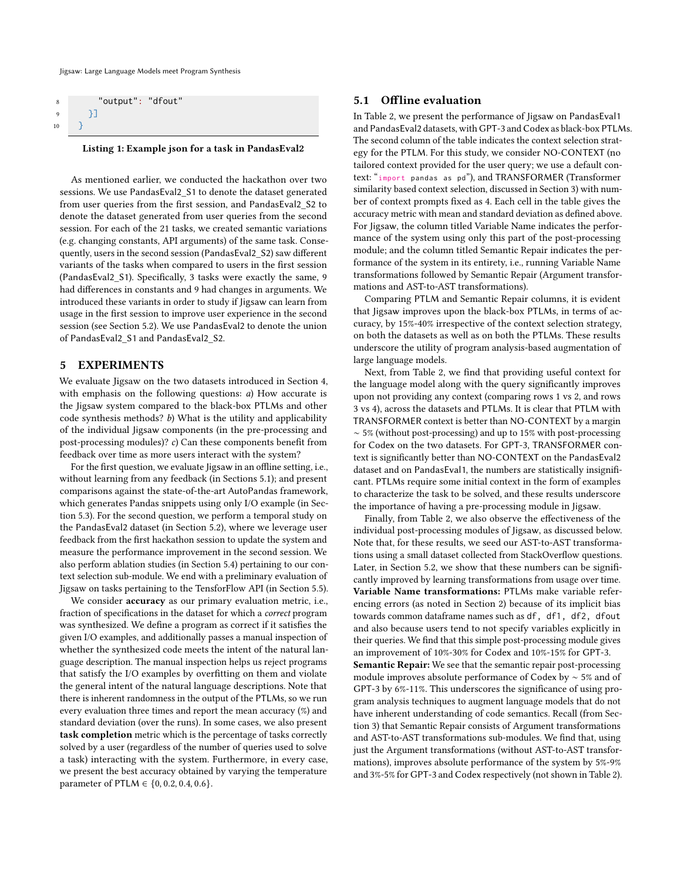```
        "output": "dfout"
    }]
}
```

**Listing 1: Example json for a task in PandasEval2**

As mentioned earlier, we conducted the hackathon over two sessions. We use PandasEval2_S1 to denote the dataset generated from user queries from the first session, and PandasEval2_S2 to denote the dataset generated from user queries from the second session. For each of the 21 tasks, we created semantic variations (e.g. changing constants, API arguments) of the same task. Consequently, users in the second session (PandasEval2_S2) saw different variants of the tasks when compared to users in the first session (PandasEval2_S1). Specifically, 3 tasks were exactly the same, 9 had differences in constants and 9 had changes in arguments. We introduced these variants in order to study if Jigsaw can learn from usage in the first session to improve user experience in the second session (see Section 5.2). We use PandasEval2 to denote the union of PandasEval2_S1 and PandasEval2_S2.

## 5 EXPERIMENTS

We evaluate Jigsaw on the two datasets introduced in Section 4, with emphasis on the following questions: *a*) How accurate is the Jigsaw system compared to the black-box PTLMs and other code synthesis methods? *b*) What is the utility and applicability of the individual Jigsaw components (in the pre-processing and post-processing modules)? *c*) Can these components benefit from feedback over time as more users interact with the system?

For the first question, we evaluate Jigsaw in an offline setting, i.e., without learning from any feedback (in Sections 5.1); and present comparisons against the state-of-the-art AutoPandas framework, which generates Pandas snippets using only I/O example (in Section 5.3). For the second question, we perform a temporal study on the PandasEval2 dataset (in Section 5.2), where we leverage user feedback from the first hackathon session to update the system and measure the performance improvement in the second session. We also perform ablation studies (in Section 5.4) pertaining to our context selection sub-module. We end with a preliminary evaluation of Jigsaw on tasks pertaining to the TensforFlow API (in Section 5.5).

We consider **accuracy** as our primary evaluation metric, i.e., fraction of specifications in the dataset for which a *correct* program was synthesized. We define a program as correct if it satisfies the given I/O examples, and additionally passes a manual inspection of whether the synthesized code meets the intent of the natural language description. The manual inspection helps us reject programs that satisfy the I/O examples by overfitting on them and violate the general intent of the natural language descriptions. Note that there is inherent randomness in the output of the PTLMs, so we run every evaluation three times and report the mean accuracy (%) and standard deviation (over the runs). In some cases, we also present **task completion** metric which is the percentage of tasks correctly solved by a user (regardless of the number of queries used to solve a task) interacting with the system. Furthermore, in every case, we present the best accuracy obtained by varying the temperature parameter of PTLM $\in \{0, 0.2, 0.4, 0.6\}$.

### 5.1 Offline evaluation

In Table 2, we present the performance of Jigsaw on PandasEval1 and PandasEval2 datasets, with GPT-3 and Codex as black-box PTLMs. The second column of the table indicates the context selection strategy for the PTLM. For this study, we consider NO-CONTEXT (no tailored context provided for the user query; we use a default context: "`import pandas as pd`"), and TRANSFORMER (Transformer similarity based context selection, discussed in Section 3) with number of context prompts fixed as 4. Each cell in the table gives the accuracy metric with mean and standard deviation as defined above. For Jigsaw, the column titled Variable Name indicates the performance of the system using only this part of the post-processing module; and the column titled Semantic Repair indicates the performance of the system in its entirety, i.e., running Variable Name transformations followed by Semantic Repair (Argument transformations and AST-to-AST transformations).

Comparing PTLM and Semantic Repair columns, it is evident that Jigsaw improves upon the black-box PTLMs, in terms of accuracy, by 15%-40% irrespective of the context selection strategy, on both the datasets as well as on both the PTLMs. These results underscore the utility of program analysis-based augmentation of large language models.

Next, from Table 2, we find that providing useful context for the language model along with the query significantly improves upon not providing any context (comparing rows 1 vs 2, and rows 3 vs 4), across the datasets and PTLMs. It is clear that PTLM with TRANSFORMER context is better than NO-CONTEXT by a margin $\sim$ 5% (without post-processing) and up to 15% with post-processing for Codex on the two datasets. For GPT-3, TRANSFORMER context is significantly better than NO-CONTEXT on the PandasEval2 dataset and on PandasEval1, the numbers are statistically insignificant. PTLMs require some initial context in the form of examples to characterize the task to be solved, and these results underscore the importance of having a pre-processing module in Jigsaw.

Finally, from Table 2, we also observe the effectiveness of the individual post-processing modules of Jigsaw, as discussed below. Note that, for these results, we seed our AST-to-AST transformations using a small dataset collected from StackOverflow questions. Later, in Section 5.2, we show that these numbers can be significantly improved by learning transformations from usage over time.

**Variable Name transformations:** PTLMs make variable referencing errors (as noted in Section 2) because of its implicit bias towards common dataframe names such as `df`, `df1`, `df2`, `dfout` and also because users tend to not specify variables explicitly in their queries. We find that this simple post-processing module gives an improvement of 10%-30% for Codex and 10%-15% for GPT-3.

**Semantic Repair:** We see that the semantic repair post-processing module improves absolute performance of Codex by $\sim$ 5% and of GPT-3 by 6%-11%. This underscores the significance of using program analysis techniques to augment language models that do not have inherent understanding of code semantics. Recall (from Section 3) that Semantic Repair consists of Argument transformations and AST-to-AST transformations sub-modules. We find that, using just the Argument transformations (without AST-to-AST transformations), improves absolute performance of the system by 5%-9% and 3%-5% for GPT-3 and Codex respectively (not shown in Table 2).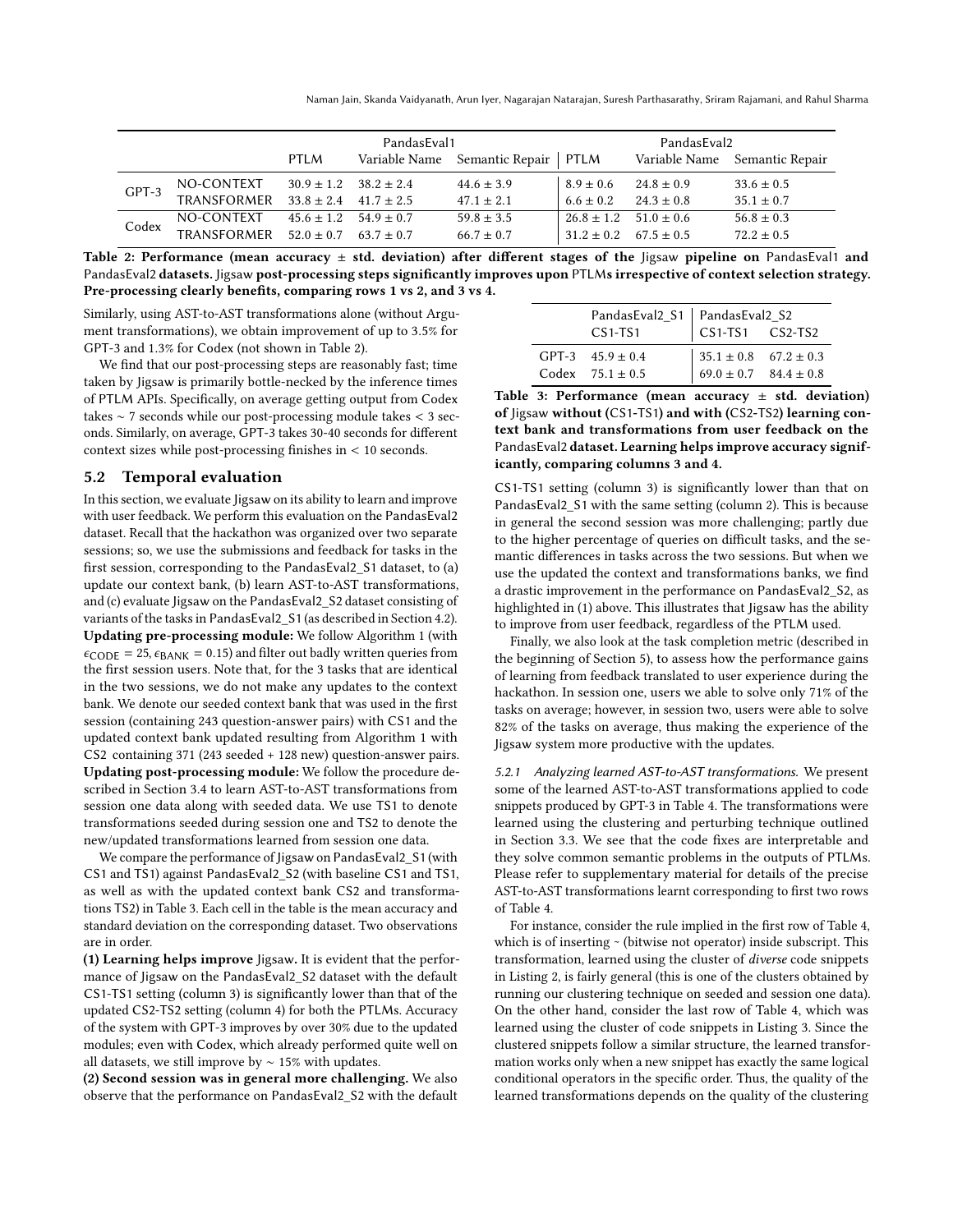| | | PandasEval1 | | | PandasEval2 | | |
|---|---|---|---|---|---|---|---|
| | | PTLM | Variable Name | Semantic Repair | PTLM | Variable Name | Semantic Repair |
| GPT-3 | NO-CONTEXT | $30.9 \pm 1.2$ | $38.2 \pm 2.4$ | $44.6 \pm 3.9$ | $8.9 \pm 0.6$ | $24.8 \pm 0.9$ | $33.6 \pm 0.5$ |
| | TRANSFORMER | $33.8 \pm 2.4$ | $41.7 \pm 2.5$ | $47.1 \pm 2.1$ | $6.6 \pm 0.2$ | $24.3 \pm 0.8$ | $35.1 \pm 0.7$ |
| Codex | NO-CONTEXT | $45.6 \pm 1.2$ | $54.9 \pm 0.7$ | $59.8 \pm 3.5$ | $26.8 \pm 1.2$ | $51.0 \pm 0.6$ | $56.8 \pm 0.3$ |
| | TRANSFORMER | $52.0 \pm 0.7$ | $63.7 \pm 0.7$ | $66.7 \pm 0.7$ | $31.2 \pm 0.2$ | $67.5 \pm 0.5$ | $72.2 \pm 0.5$ |

**Table 2: Performance (mean accuracy ± std. deviation) after different stages of the Jigsaw pipeline on PandasEval1 and PandasEval2 datasets. Jigsaw post-processing steps significantly improves upon PTLMs irrespective of context selection strategy. Pre-processing clearly benefits, comparing rows 1 vs 2, and 3 vs 4.**

Similarly, using AST-to-AST transformations alone (without Argument transformations), we obtain improvement of up to 3.5% for GPT-3 and 1.3% for Codex (not shown in Table 2).

We find that our post-processing steps are reasonably fast; time taken by Jigsaw is primarily bottle-necked by the inference times of PTLM APIs. Specifically, on average getting output from Codex takes ∼ 7 seconds while our post-processing module takes < 3 seconds. Similarly, on average, GPT-3 takes 30-40 seconds for different context sizes while post-processing finishes in < 10 seconds.

## 5.2 Temporal evaluation

In this section, we evaluate Jigsaw on its ability to learn and improve with user feedback. We perform this evaluation on the PandasEval2 dataset. Recall that the hackathon was organized over two separate sessions; so, we use the submissions and feedback for tasks in the first session, corresponding to the PandasEval2_S1 dataset, to (a) update our context bank, (b) learn AST-to-AST transformations, and (c) evaluate Jigsaw on the PandasEval2_S2 dataset consisting of variants of the tasks in PandasEval2_S1 (as described in Section 4.2).

**Updating pre-processing module:** We follow Algorithm 1 (with $\epsilon_{\text{CODE}} = 25, \epsilon_{\text{BANK}} = 0.15$) and filter out badly written queries from the first session users. Note that, for the 3 tasks that are identical in the two sessions, we do not make any updates to the context bank. We denote our seeded context bank that was used in the first session (containing 243 question-answer pairs) with CS1 and the updated context bank updated resulting from Algorithm 1 with CS2 containing 371 (243 seeded + 128 new) question-answer pairs.

**Updating post-processing module:** We follow the procedure described in Section 3.4 to learn AST-to-AST transformations from session one data along with seeded data. We use TS1 to denote transformations seeded during session one and TS2 to denote the new/updated transformations learned from session one data.

We compare the performance of Jigsaw on PandasEval2_S1 (with CS1 and TS1) against PandasEval2_S2 (with baseline CS1 and TS1, as well as with the updated context bank CS2 and transformations TS2) in Table 3. Each cell in the table is the mean accuracy and standard deviation on the corresponding dataset. Two observations are in order.

**(1) Learning helps improve Jigsaw.** It is evident that the performance of Jigsaw on the PandasEval2_S2 dataset with the default CS1-TS1 setting (column 3) is significantly lower than that of the updated CS2-TS2 setting (column 4) for both the PTLMs. Accuracy of the system with GPT-3 improves by over 30% due to the updated modules; even with Codex, which already performed quite well on all datasets, we still improve by ∼ 15% with updates.

**(2) Second session was in general more challenging.** We also observe that the performance on PandasEval2_S2 with the default CS1-TS1 setting (column 3) is significantly lower than that on PandasEval2_S1 with the same setting (column 2). This is because in general the second session was more challenging; partly due to the higher percentage of queries on difficult tasks, and the semantic differences in tasks across the two sessions. But when we use the updated the context and transformations banks, we find a drastic improvement in the performance on PandasEval2_S2, as highlighted in (1) above. This illustrates that Jigsaw has the ability to improve from user feedback, regardless of the PTLM used.

| | PandasEval2_S1 | PandasEval2_S2 | |
|---|---|---|---|
| | CS1-TS1 | CS1-TS1 | CS2-TS2 |
| GPT-3 | $45.9 \pm 0.4$ | $35.1 \pm 0.8$ | $67.2 \pm 0.3$ |
| Codex | $75.1 \pm 0.5$ | $69.0 \pm 0.7$ | $84.4 \pm 0.8$ |

**Table 3: Performance (mean accuracy ± std. deviation) of Jigsaw without (CS1-TS1) and with (CS2-TS2) learning context bank and transformations from user feedback on the PandasEval2 dataset. Learning helps improve accuracy significantly, comparing columns 3 and 4.**

Finally, we also look at the task completion metric (described in the beginning of Section 5), to assess how the performance gains of learning from feedback translated to user experience during the hackathon. In session one, users we able to solve only 71% of the tasks on average; however, in session two, users were able to solve 82% of the tasks on average, thus making the experience of the Jigsaw system more productive with the updates.

*5.2.1 Analyzing learned AST-to-AST transformations.* We present some of the learned AST-to-AST transformations applied to code snippets produced by GPT-3 in Table 4. The transformations were learned using the clustering and perturbing technique outlined in Section 3.3. We see that the code fixes are interpretable and they solve common semantic problems in the outputs of PTLMs. Please refer to supplementary material for details of the precise AST-to-AST transformations learnt corresponding to first two rows of Table 4.

For instance, consider the rule implied in the first row of Table 4, which is of inserting ~ (bitwise not operator) inside subscript. This transformation, learned using the cluster of *diverse* code snippets in Listing 2, is fairly general (this is one of the clusters obtained by running our clustering technique on seeded and session one data). On the other hand, consider the last row of Table 4, which was learned using the cluster of code snippets in Listing 3. Since the clustered snippets follow a similar structure, the learned transformation works only when a new snippet has exactly the same logical conditional operators in the specific order. Thus, the quality of the learned transformations depends on the quality of the clustering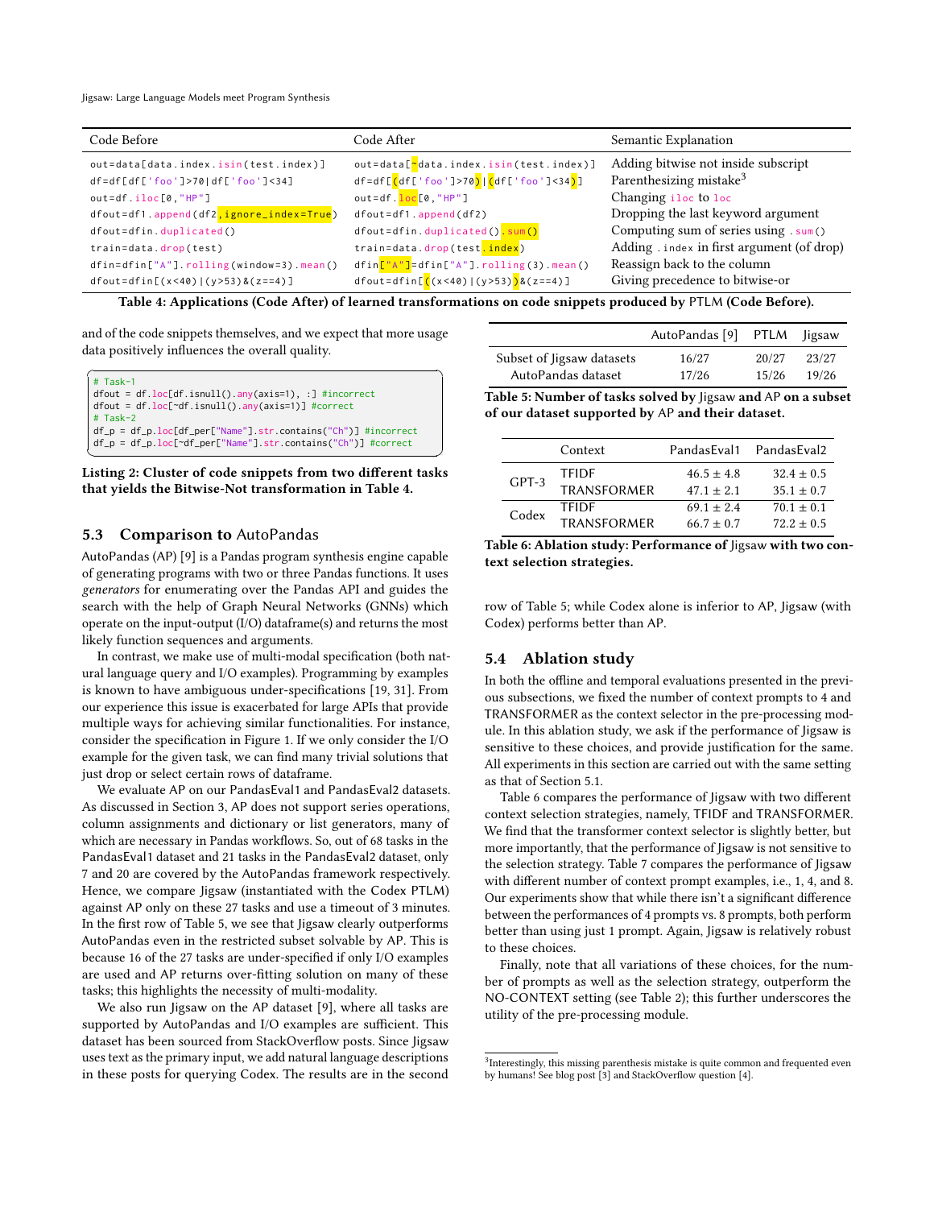| Code Before | Code After | Semantic Explanation |
| --- | --- | --- |
| `out=data[data.index.isin(test.index)]` | `out=data[~data.index.isin(test.index)]` | Adding bitwise not inside subscript |
| `df=df[df['foo']>70\|df['foo']<34]` | `df=df[(df['foo']>70)\|(df['foo']<34)]` | Parenthesizing mistake[3] |
| `out=df.iloc[0,"HP"]` | `out=df.loc[0,"HP"]` | Changing `iloc` to `loc` |
| `dfout=df1.append(df2,ignore_index=True)` | `dfout=df1.append(df2)` | Dropping the last keyword argument |
| `dfout=dfin.duplicated()` | `dfout=dfin.duplicated().sum()` | Computing sum of series using `.sum()` |
| `train=data.drop(test)` | `train=data.drop(test.index)` | Adding `.index` in first argument (of drop) |
| `dfin=dfin["A"].rolling(window=3).mean()` | `dfin["A"]=dfin["A"].rolling(3).mean()` | Reassign back to the column |
| `dfout=dfin[(x<40)\|(y>53)&(z==4)]` | `dfout=dfin[((x<40)\|(y>53))&(z==4)]` | Giving precedence to bitwise-or |

**Table 4: Applications (Code After) of learned transformations on code snippets produced by PTLM (Code Before).**

and of the code snippets themselves, and we expect that more usage data positively influences the overall quality.

```
# Task-1
dfout = df.loc[df.isnull().any(axis=1), :] #incorrect
dfout = df.loc[~df.isnull().any(axis=1)] #correct
# Task-2
df_p = df_p.loc[df_per["Name"].str.contains("Ch")] #incorrect
df_p = df_p.loc[~df_per["Name"].str.contains("Ch")] #correct
```

**Listing 2: Cluster of code snippets from two different tasks that yields the Bitwise-Not transformation in Table 4.**

### 5.3 Comparison to AutoPandas

AutoPandas (AP) [9] is a Pandas program synthesis engine capable of generating programs with two or three Pandas functions. It uses *generators* for enumerating over the Pandas API and guides the search with the help of Graph Neural Networks (GNNs) which operate on the input-output (I/O) dataframe(s) and returns the most likely function sequences and arguments.

In contrast, we make use of multi-modal specification (both natural language query and I/O examples). Programming by examples is known to have ambiguous under-specifications [19, 31]. From our experience this issue is exacerbated for large APIs that provide multiple ways for achieving similar functionalities. For instance, consider the specification in Figure 1. If we only consider the I/O example for the given task, we can find many trivial solutions that just drop or select certain rows of dataframe.

We evaluate AP on our PandasEval1 and PandasEval2 datasets. As discussed in Section 3, AP does not support series operations, column assignments and dictionary or list generators, many of which are necessary in Pandas workflows. So, out of 68 tasks in the PandasEval1 dataset and 21 tasks in the PandasEval2 dataset, only 7 and 20 are covered by the AutoPandas framework respectively. Hence, we compare Jigsaw (instantiated with the Codex PTLM) against AP only on these 27 tasks and use a timeout of 3 minutes. In the first row of Table 5, we see that Jigsaw clearly outperforms AutoPandas even in the restricted subset solvable by AP. This is because 16 of the 27 tasks are under-specified if only I/O examples are used and AP returns over-fitting solution on many of these tasks; this highlights the necessity of multi-modality.

We also run Jigsaw on the AP dataset [9], where all tasks are supported by AutoPandas and I/O examples are sufficient. This dataset has been sourced from StackOverflow posts. Since Jigsaw uses text as the primary input, we add natural language descriptions in these posts for querying Codex. The results are in the second

| | AutoPandas [9] | PTLM | Jigsaw |
| --- | --- | --- | --- |
| Subset of Jigsaw datasets | 16/27 | 20/27 | 23/27 |
| AutoPandas dataset | 17/26 | 15/26 | 19/26 |

**Table 5: Number of tasks solved by Jigsaw and AP on a subset of our dataset supported by AP and their dataset.**

| | Context | PandasEval1 | PandasEval2 |
| --- | --- | --- | --- |
| GPT-3 | TFIDF | $46.5 \pm 4.8$ | $32.4 \pm 0.5$ |
| | TRANSFORMER | $47.1 \pm 2.1$ | $35.1 \pm 0.7$ |
| Codex | TFIDF | $69.1 \pm 2.4$ | $70.1 \pm 0.1$ |
| | TRANSFORMER | $66.7 \pm 0.7$ | $72.2 \pm 0.5$ |

**Table 6: Ablation study: Performance of Jigsaw with two context selection strategies.**

row of Table 5; while Codex alone is inferior to AP, Jigsaw (with Codex) performs better than AP.

### 5.4 Ablation study

In both the offline and temporal evaluations presented in the previous subsections, we fixed the number of context prompts to 4 and TRANSFORMER as the context selector in the pre-processing module. In this ablation study, we ask if the performance of Jigsaw is sensitive to these choices, and provide justification for the same. All experiments in this section are carried out with the same setting as that of Section 5.1.

Table 6 compares the performance of Jigsaw with two different context selection strategies, namely, TFIDF and TRANSFORMER. We find that the transformer context selector is slightly better, but more importantly, that the performance of Jigsaw is not sensitive to the selection strategy. Table 7 compares the performance of Jigsaw with different number of context prompt examples, i.e., 1, 4, and 8. Our experiments show that while there isn't a significant difference between the performances of 4 prompts vs. 8 prompts, both perform better than using just 1 prompt. Again, Jigsaw is relatively robust to these choices.

Finally, note that all variations of these choices, for the number of prompts as well as the selection strategy, outperform the NO-CONTEXT setting (see Table 2); this further underscores the utility of the pre-processing module.

[3] Interestingly, this missing parenthesis mistake is quite common and frequented even by humans! See blog post [3] and StackOverflow question [4].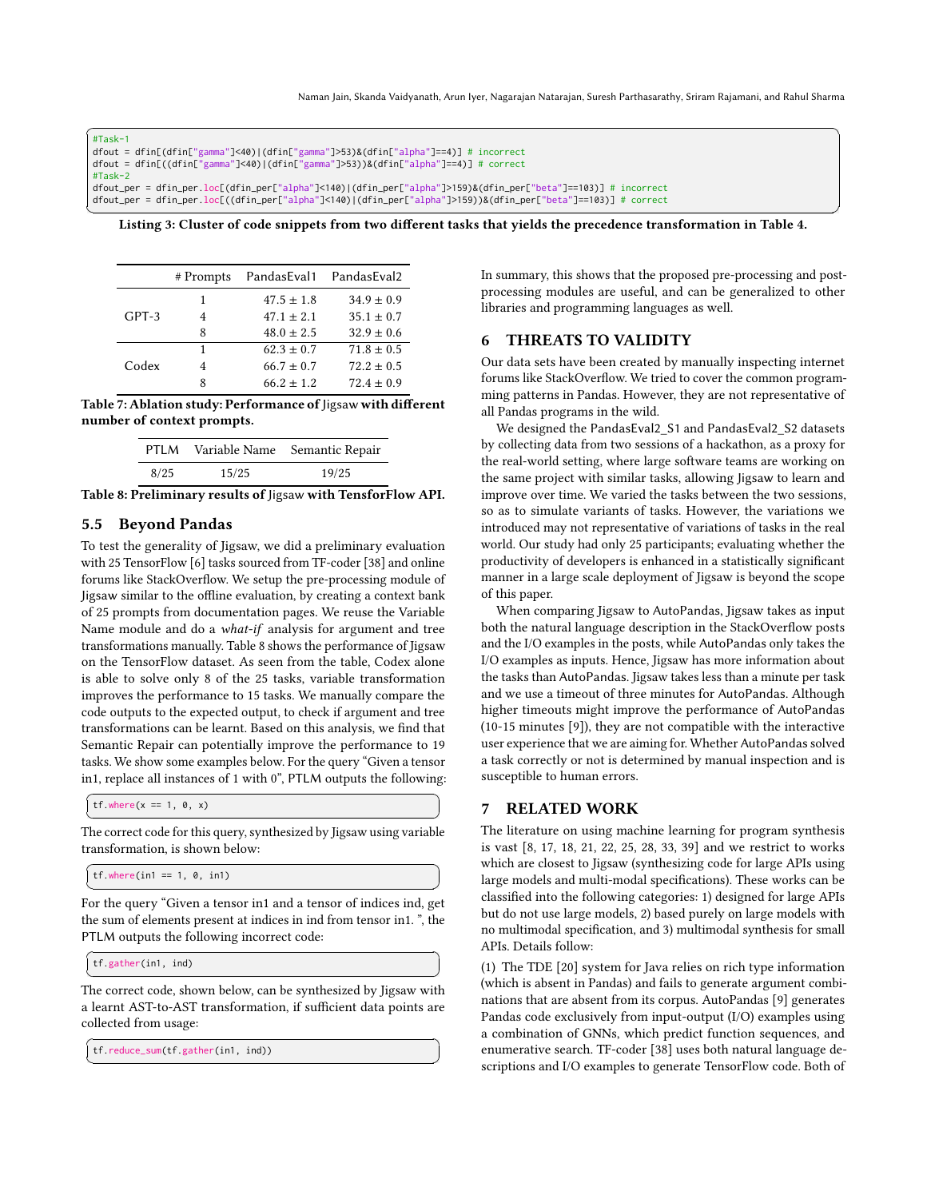```
#Task-1
dfout = dfin[(dfin["gamma"]<40)|(dfin["gamma"]>53)&(dfin["alpha"]==4)] # incorrect
dfout = dfin[((dfin["gamma"]<40)|(dfin["gamma"]>53))&(dfin["alpha"]==4)] # correct
#Task-2
dfout_per = dfin_per.loc[(dfin_per["alpha"]<140)|(dfin_per["alpha"]>159)&(dfin_per["beta"]==103)] # incorrect
dfout_per = dfin_per.loc[((dfin_per["alpha"]<140)|(dfin_per["alpha"]>159))&(dfin_per["beta"]==103)] # correct
```

**Listing 3: Cluster of code snippets from two different tasks that yields the precedence transformation in Table 4.**

| | # Prompts | PandasEval1 | PandasEval2 |
|---|---|---|---|
| GPT-3 | 1 | 47.5 ± 1.8 | 34.9 ± 0.9 |
| | 4 | 47.1 ± 2.1 | 35.1 ± 0.7 |
| | 8 | 48.0 ± 2.5 | 32.9 ± 0.6 |
| Codex | 1 | 62.3 ± 0.7 | 71.8 ± 0.5 |
| | 4 | 66.7 ± 0.7 | 72.2 ± 0.5 |
| | 8 | 66.2 ± 1.2 | 72.4 ± 0.9 |

**Table 7: Ablation study: Performance of** Jigsaw **with different number of context prompts.**

| PTLM | Variable Name | Semantic Repair |
|---|---|---|
| 8/25 | 15/25 | 19/25 |

**Table 8: Preliminary results of** Jigsaw **with TensorFlow API.**

### 5.5 Beyond Pandas

To test the generality of Jigsaw, we did a preliminary evaluation with 25 TensorFlow [6] tasks sourced from TF-coder [38] and online forums like StackOverflow. We setup the pre-processing module of Jigsaw similar to the offline evaluation, by creating a context bank of 25 prompts from documentation pages. We reuse the Variable Name module and do a *what-if* analysis for argument and tree transformations manually. Table 8 shows the performance of Jigsaw on the TensorFlow dataset. As seen from the table, Codex alone is able to solve only 8 of the 25 tasks, variable transformation improves the performance to 15 tasks. We manually compare the code outputs to the expected output, to check if argument and tree transformations can be learnt. Based on this analysis, we find that Semantic Repair can potentially improve the performance to 19 tasks. We show some examples below. For the query "Given a tensor in1, replace all instances of 1 with 0", PTLM outputs the following:

```
tf.where(x == 1, 0, x)
```

The correct code for this query, synthesized by Jigsaw using variable transformation, is shown below:

```
tf.where(in1 == 1, 0, in1)
```

For the query "Given a tensor in1 and a tensor of indices ind, get the sum of elements present at indices in ind from tensor in1. ", the PTLM outputs the following incorrect code:

```
tf.gather(in1, ind)
```

The correct code, shown below, can be synthesized by Jigsaw with a learnt AST-to-AST transformation, if sufficient data points are collected from usage:

```
tf.reduce_sum(tf.gather(in1, ind))
```

In summary, this shows that the proposed pre-processing and post-processing modules are useful, and can be generalized to other libraries and programming languages as well.

## 6 THREATS TO VALIDITY

Our data sets have been created by manually inspecting internet forums like StackOverflow. We tried to cover the common programming patterns in Pandas. However, they are not representative of all Pandas programs in the wild.

We designed the PandasEval2_S1 and PandasEval2_S2 datasets by collecting data from two sessions of a hackathon, as a proxy for the real-world setting, where large software teams are working on the same project with similar tasks, allowing Jigsaw to learn and improve over time. We varied the tasks between the two sessions, so as to simulate variants of tasks. However, the variations we introduced may not representative of variations of tasks in the real world. Our study had only 25 participants; evaluating whether the productivity of developers is enhanced in a statistically significant manner in a large scale deployment of Jigsaw is beyond the scope of this paper.

When comparing Jigsaw to AutoPandas, Jigsaw takes as input both the natural language description in the StackOverflow posts and the I/O examples in the posts, while AutoPandas only takes the I/O examples as inputs. Hence, Jigsaw has more information about the tasks than AutoPandas. Jigsaw takes less than a minute per task and we use a timeout of three minutes for AutoPandas. Although higher timeouts might improve the performance of AutoPandas (10-15 minutes [9]), they are not compatible with the interactive user experience that we are aiming for. Whether AutoPandas solved a task correctly or not is determined by manual inspection and is susceptible to human errors.

## 7 RELATED WORK

The literature on using machine learning for program synthesis is vast [8, 17, 18, 21, 22, 25, 28, 33, 39] and we restrict to works which are closest to Jigsaw (synthesizing code for large APIs using large models and multi-modal specifications). These works can be classified into the following categories: 1) designed for large APIs but do not use large models, 2) based purely on large models with no multimodal specification, and 3) multimodal synthesis for small APIs. Details follow:

(1) The TDE [20] system for Java relies on rich type information (which is absent in Pandas) and fails to generate argument combinations that are absent from its corpus. AutoPandas [9] generates Pandas code exclusively from input-output (I/O) examples using a combination of GNNs, which predict function sequences, and enumerative search. TF-coder [38] uses both natural language descriptions and I/O examples to generate TensorFlow code. Both of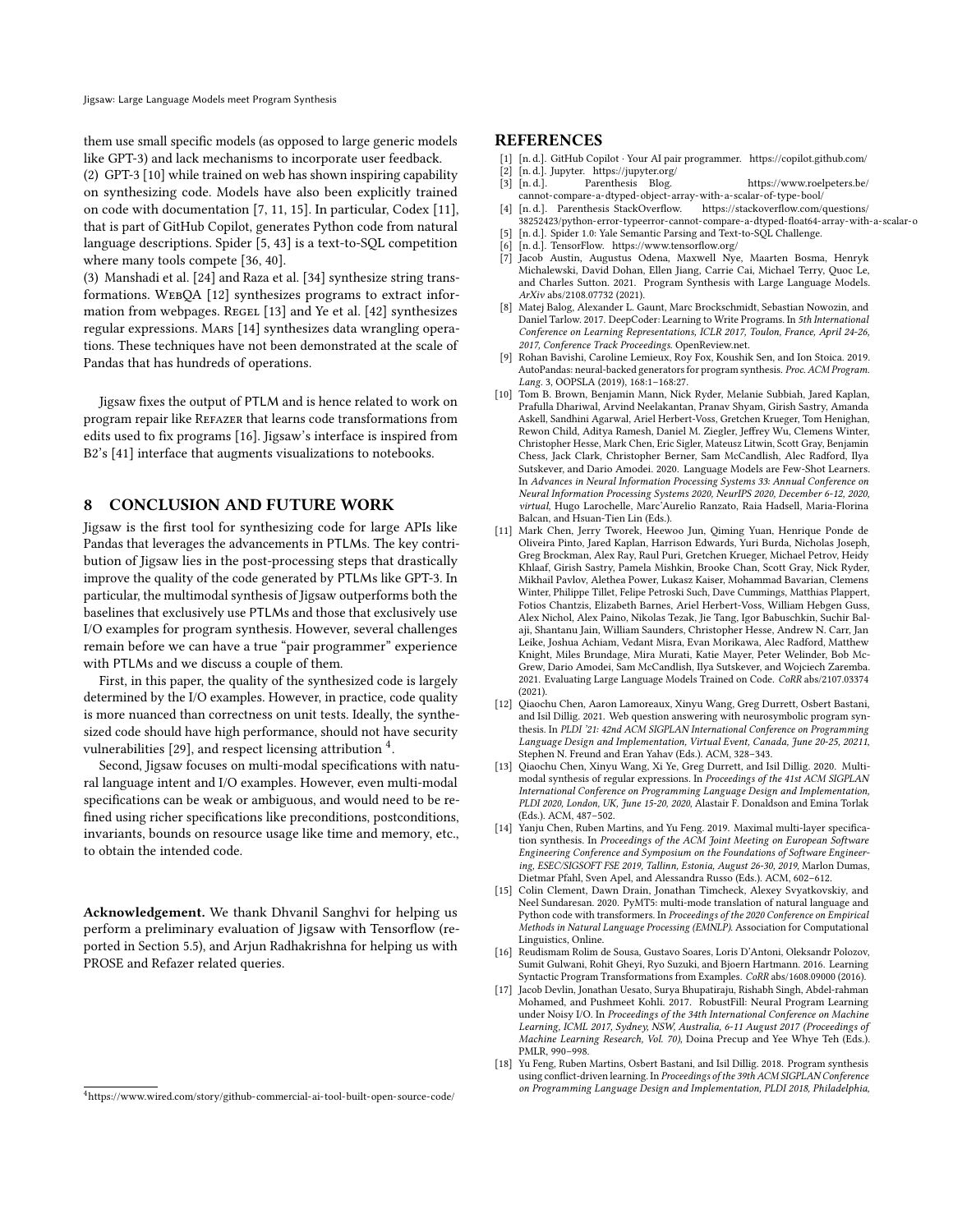them use small specific models (as opposed to large generic models like GPT-3) and lack mechanisms to incorporate user feedback.

(2) GPT-3 [10] while trained on web has shown inspiring capability on synthesizing code. Models have also been explicitly trained on code with documentation [7, 11, 15]. In particular, Codex [11], that is part of GitHub Copilot, generates Python code from natural language descriptions. Spider [5, 43] is a text-to-SQL competition where many tools compete [36, 40].

(3) Manshadi et al. [24] and Raza et al. [34] synthesize string transformations. WebQA [12] synthesizes programs to extract information from webpages. Regel [13] and Ye et al. [42] synthesizes regular expressions. Mars [14] synthesizes data wrangling operations. These techniques have not been demonstrated at the scale of Pandas that has hundreds of operations.

Jigsaw fixes the output of PTLM and is hence related to work on program repair like Refazer that learns code transformations from edits used to fix programs [16]. Jigsaw's interface is inspired from B2's [41] interface that augments visualizations to notebooks.

## 8 CONCLUSION AND FUTURE WORK

Jigsaw is the first tool for synthesizing code for large APIs like Pandas that leverages the advancements in PTLMs. The key contribution of Jigsaw lies in the post-processing steps that drastically improve the quality of the code generated by PTLMs like GPT-3. In particular, the multimodal synthesis of Jigsaw outperforms both the baselines that exclusively use PTLMs and those that exclusively use I/O examples for program synthesis. However, several challenges remain before we can have a true "pair programmer" experience with PTLMs and we discuss a couple of them.

First, in this paper, the quality of the synthesized code is largely determined by the I/O examples. However, in practice, code quality is more nuanced than correctness on unit tests. Ideally, the synthesized code should have high performance, should not have security vulnerabilities [29], and respect licensing attribution [4].

Second, Jigsaw focuses on multi-modal specifications with natural language intent and I/O examples. However, even multi-modal specifications can be weak or ambiguous, and would need to be refined using richer specifications like preconditions, postconditions, invariants, bounds on resource usage like time and memory, etc., to obtain the intended code.

**Acknowledgement.** We thank Dhvanil Sanghvi for helping us perform a preliminary evaluation of Jigsaw with Tensorflow (reported in Section 5.5), and Arjun Radhakrishna for helping us with PROSE and Refazer related queries.

[4] https://www.wired.com/story/github-commercial-ai-tool-built-open-source-code/

## REFERENCES

[1] [n. d.]. GitHub Copilot · Your AI pair programmer. https://copilot.github.com/
[2] [n. d.]. Jupyter. https://jupyter.org/
[3] [n. d.]. Parenthesis Blog. https://www.roelpeters.be/cannot-compare-a-dtyped-object-array-with-a-scalar-of-type-bool/
[4] [n. d.]. Parenthesis StackOverflow. https://stackoverflow.com/questions/38252423/python-error-typeerror-cannot-compare-a-dtyped-float64-array-with-a-scalar-o
[5] [n. d.]. Spider 1.0: Yale Semantic Parsing and Text-to-SQL Challenge.
[6] [n. d.]. TensorFlow. https://www.tensorflow.org/
[7] Jacob Austin, Augustus Odena, Maxwell Nye, Maarten Bosma, Henryk Michalewski, David Dohan, Ellen Jiang, Carrie Cai, Michael Terry, Quoc Le, and Charles Sutton. 2021. Program Synthesis with Large Language Models. *ArXiv* abs/2108.07732 (2021).
[8] Matej Balog, Alexander L. Gaunt, Marc Brockschmidt, Sebastian Nowozin, and Daniel Tarlow. 2017. DeepCoder: Learning to Write Programs. In *5th International Conference on Learning Representations, ICLR 2017, Toulon, France, April 24-26, 2017, Conference Track Proceedings*. OpenReview.net.
[9] Rohan Bavishi, Caroline Lemieux, Roy Fox, Koushik Sen, and Ion Stoica. 2019. AutoPandas: neural-backed generators for program synthesis. *Proc. ACM Program. Lang.* 3, OOPSLA (2019), 168:1–168:27.
[10] Tom B. Brown, Benjamin Mann, Nick Ryder, Melanie Subbiah, Jared Kaplan, Prafulla Dhariwal, Arvind Neelakantan, Pranav Shyam, Girish Sastry, Amanda Askell, Sandhini Agarwal, Ariel Herbert-Voss, Gretchen Krueger, Tom Henighan, Rewon Child, Aditya Ramesh, Daniel M. Ziegler, Jeffrey Wu, Clemens Winter, Christopher Hesse, Mark Chen, Eric Sigler, Mateusz Litwin, Scott Gray, Benjamin Chess, Jack Clark, Christopher Berner, Sam McCandlish, Alec Radford, Ilya Sutskever, and Dario Amodei. 2020. Language Models are Few-Shot Learners. In *Advances in Neural Information Processing Systems 33: Annual Conference on Neural Information Processing Systems 2020, NeurIPS 2020, December 6-12, 2020, virtual*, Hugo Larochelle, Marc'Aurelio Ranzato, Raia Hadsell, Maria-Florina Balcan, and Hsuan-Tien Lin (Eds.).
[11] Mark Chen, Jerry Tworek, Heewoo Jun, Qiming Yuan, Henrique Ponde de Oliveira Pinto, Jared Kaplan, Harrison Edwards, Yuri Burda, Nicholas Joseph, Greg Brockman, Alex Ray, Raul Puri, Gretchen Krueger, Michael Petrov, Heidy Khlaaf, Girish Sastry, Pamela Mishkin, Brooke Chan, Scott Gray, Nick Ryder, Mikhail Pavlov, Alethea Power, Lukasz Kaiser, Mohammad Bavarian, Clemens Winter, Philippe Tillet, Felipe Petroski Such, Dave Cummings, Matthias Plappert, Fotios Chantzis, Elizabeth Barnes, Ariel Herbert-Voss, William Hebgen Guss, Alex Nichol, Alex Paino, Nikolas Tezak, Jie Tang, Igor Babuschkin, Suchir Balaji, Shantanu Jain, William Saunders, Christopher Hesse, Andrew N. Carr, Jan Leike, Joshua Achiam, Vedant Misra, Evan Morikawa, Alec Radford, Matthew Knight, Miles Brundage, Mira Murati, Katie Mayer, Peter Welinder, Bob McGrew, Dario Amodei, Sam McCandlish, Ilya Sutskever, and Wojciech Zaremba. 2021. Evaluating Large Language Models Trained on Code. *CoRR* abs/2107.03374 (2021).
[12] Qiaochu Chen, Aaron Lamoreaux, Xinyu Wang, Greg Durrett, Osbert Bastani, and Isil Dillig. 2021. Web question answering with neurosymbolic program synthesis. In *PLDI '21: 42nd ACM SIGPLAN International Conference on Programming Language Design and Implementation, Virtual Event, Canada, June 20-25, 20211*, Stephen N. Freund and Eran Yahav (Eds.). ACM, 328–343.
[13] Qiaochu Chen, Xinyu Wang, Xi Ye, Greg Durrett, and Isil Dillig. 2020. Multimodal synthesis of regular expressions. In *Proceedings of the 41st ACM SIGPLAN International Conference on Programming Language Design and Implementation, PLDI 2020, London, UK, June 15-20, 2020*, Alastair F. Donaldson and Emina Torlak (Eds.). ACM, 487–502.
[14] Yanju Chen, Ruben Martins, and Yu Feng. 2019. Maximal multi-layer specification synthesis. In *Proceedings of the ACM Joint Meeting on European Software Engineering Conference and Symposium on the Foundations of Software Engineering, ESEC/SIGSOFT FSE 2019, Tallinn, Estonia, August 26-30, 2019*, Marlon Dumas, Dietmar Pfahl, Sven Apel, and Alessandra Russo (Eds.). ACM, 602–612.
[15] Colin Clement, Dawn Drain, Jonathan Timcheck, Alexey Svyatkovskiy, and Neel Sundaresan. 2020. PyMT5: multi-mode translation of natural language and Python code with transformers. In *Proceedings of the 2020 Conference on Empirical Methods in Natural Language Processing (EMNLP)*. Association for Computational Linguistics, Online.
[16] Reudismam Rolim de Sousa, Gustavo Soares, Loris D'Antoni, Oleksandr Polozov, Sumit Gulwani, Rohit Gheyi, Ryo Suzuki, and Bjoern Hartmann. 2016. Learning Syntactic Program Transformations from Examples. *CoRR* abs/1608.09000 (2016).
[17] Jacob Devlin, Jonathan Uesato, Surya Bhupatiraju, Rishabh Singh, Abdel-rahman Mohamed, and Pushmeet Kohli. 2017. RobustFill: Neural Program Learning under Noisy I/O. In *Proceedings of the 34th International Conference on Machine Learning, ICML 2017, Sydney, NSW, Australia, 6-11 August 2017 (Proceedings of Machine Learning Research, Vol. 70)*, Doina Precup and Yee Whye Teh (Eds.). PMLR, 990–998.
[18] Yu Feng, Ruben Martins, Osbert Bastani, and Isil Dillig. 2018. Program synthesis using conflict-driven learning. In *Proceedings of the 39th ACM SIGPLAN Conference on Programming Language Design and Implementation, PLDI 2018, Philadelphia,*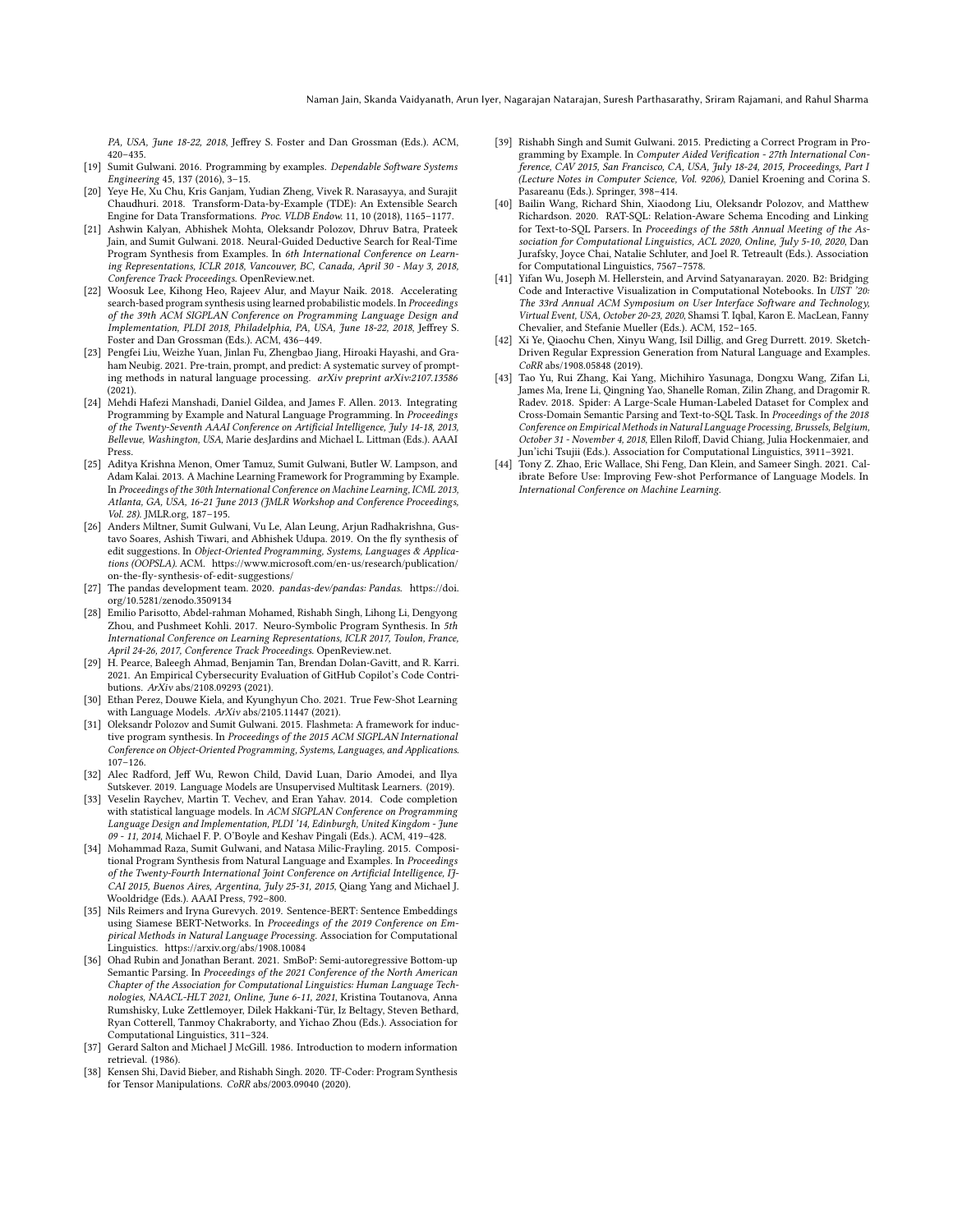PA, USA, June 18-22, 2018, Jeffrey S. Foster and Dan Grossman (Eds.). ACM, 420–435.

- [19] Sumit Gulwani. 2016. Programming by examples. *Dependable Software Systems Engineering* 45, 137 (2016), 3–15.
- [20] Yeye He, Xu Chu, Kris Ganjam, Yudian Zheng, Vivek R. Narasayya, and Surajit Chaudhuri. 2018. Transform-Data-by-Example (TDE): An Extensible Search Engine for Data Transformations. *Proc. VLDB Endow.* 11, 10 (2018), 1165–1177.
- [21] Ashwin Kalyan, Abhishek Mohta, Oleksandr Polozov, Dhruv Batra, Prateek Jain, and Sumit Gulwani. 2018. Neural-Guided Deductive Search for Real-Time Program Synthesis from Examples. In *6th International Conference on Learning Representations, ICLR 2018, Vancouver, BC, Canada, April 30 - May 3, 2018, Conference Track Proceedings*. OpenReview.net.
- [22] Woosuk Lee, Kihong Heo, Rajeev Alur, and Mayur Naik. 2018. Accelerating search-based program synthesis using learned probabilistic models. In *Proceedings of the 39th ACM SIGPLAN Conference on Programming Language Design and Implementation, PLDI 2018, Philadelphia, PA, USA, June 18-22, 2018*, Jeffrey S. Foster and Dan Grossman (Eds.). ACM, 436–449.
- [23] Pengfei Liu, Weizhe Yuan, Jinlan Fu, Zhengbao Jiang, Hiroaki Hayashi, and Graham Neubig. 2021. Pre-train, prompt, and predict: A systematic survey of prompting methods in natural language processing. *arXiv preprint arXiv:2107.13586* (2021).
- [24] Mehdi Hafezi Manshadi, Daniel Gildea, and James F. Allen. 2013. Integrating Programming by Example and Natural Language Programming. In *Proceedings of the Twenty-Seventh AAAI Conference on Artificial Intelligence, July 14-18, 2013, Bellevue, Washington, USA*, Marie desJardins and Michael L. Littman (Eds.). AAAI Press.
- [25] Aditya Krishna Menon, Omer Tamuz, Sumit Gulwani, Butler W. Lampson, and Adam Kalai. 2013. A Machine Learning Framework for Programming by Example. In *Proceedings of the 30th International Conference on Machine Learning, ICML 2013, Atlanta, GA, USA, 16-21 June 2013 (JMLR Workshop and Conference Proceedings, Vol. 28)*. JMLR.org, 187–195.
- [26] Anders Miltner, Sumit Gulwani, Vu Le, Alan Leung, Arjun Radhakrishna, Gustavo Soares, Ashish Tiwari, and Abhishek Udupa. 2019. On the fly synthesis of edit suggestions. In *Object-Oriented Programming, Systems, Languages & Applications (OOPSLA)*. ACM. https://www.microsoft.com/en-us/research/publication/on-the-fly-synthesis-of-edit-suggestions/
- [27] The pandas development team. 2020. *pandas-dev/pandas: Pandas*. https://doi.org/10.5281/zenodo.3509134
- [28] Emilio Parisotto, Abdel-rahman Mohamed, Rishabh Singh, Lihong Li, Dengyong Zhou, and Pushmeet Kohli. 2017. Neuro-Symbolic Program Synthesis. In *5th International Conference on Learning Representations, ICLR 2017, Toulon, France, April 24-26, 2017, Conference Track Proceedings*. OpenReview.net.
- [29] H. Pearce, Baleegh Ahmad, Benjamin Tan, Brendan Dolan-Gavitt, and R. Karri. 2021. An Empirical Cybersecurity Evaluation of GitHub Copilot's Code Contributions. *ArXiv* abs/2108.09293 (2021).
- [30] Ethan Perez, Douwe Kiela, and Kyunghyun Cho. 2021. True Few-Shot Learning with Language Models. *ArXiv* abs/2105.11447 (2021).
- [31] Oleksandr Polozov and Sumit Gulwani. 2015. Flashmeta: A framework for inductive program synthesis. In *Proceedings of the 2015 ACM SIGPLAN International Conference on Object-Oriented Programming, Systems, Languages, and Applications*. 107–126.
- [32] Alec Radford, Jeff Wu, Rewon Child, David Luan, Dario Amodei, and Ilya Sutskever. 2019. Language Models are Unsupervised Multitask Learners. (2019).
- [33] Veselin Raychev, Martin T. Vechev, and Eran Yahav. 2014. Code completion with statistical language models. In *ACM SIGPLAN Conference on Programming Language Design and Implementation, PLDI '14, Edinburgh, United Kingdom - June 09 - 11, 2014*, Michael F. P. O'Boyle and Keshav Pingali (Eds.). ACM, 419–428.
- [34] Mohammad Raza, Sumit Gulwani, and Natasa Milic-Frayling. 2015. Compositional Program Synthesis from Natural Language and Examples. In *Proceedings of the Twenty-Fourth International Joint Conference on Artificial Intelligence, IJCAI 2015, Buenos Aires, Argentina, July 25-31, 2015*, Qiang Yang and Michael J. Wooldridge (Eds.). AAAI Press, 792–800.
- [35] Nils Reimers and Iryna Gurevych. 2019. Sentence-BERT: Sentence Embeddings using Siamese BERT-Networks. In *Proceedings of the 2019 Conference on Empirical Methods in Natural Language Processing*. Association for Computational Linguistics. https://arxiv.org/abs/1908.10084
- [36] Ohad Rubin and Jonathan Berant. 2021. SmBoP: Semi-autoregressive Bottom-up Semantic Parsing. In *Proceedings of the 2021 Conference of the North American Chapter of the Association for Computational Linguistics: Human Language Technologies, NAACL-HLT 2021, Online, June 6-11, 2021*, Kristina Toutanova, Anna Rumshisky, Luke Zettlemoyer, Dilek Hakkani-Tür, Iz Beltagy, Steven Bethard, Ryan Cotterell, Tanmoy Chakraborty, and Yichao Zhou (Eds.). Association for Computational Linguistics, 311–324.
- [37] Gerard Salton and Michael J McGill. 1986. Introduction to modern information retrieval. (1986).
- [38] Kensen Shi, David Bieber, and Rishabh Singh. 2020. TF-Coder: Program Synthesis for Tensor Manipulations. *CoRR* abs/2003.09040 (2020).
- [39] Rishabh Singh and Sumit Gulwani. 2015. Predicting a Correct Program in Programming by Example. In *Computer Aided Verification - 27th International Conference, CAV 2015, San Francisco, CA, USA, July 18-24, 2015, Proceedings, Part I (Lecture Notes in Computer Science, Vol. 9206)*, Daniel Kroening and Corina S. Pasareanu (Eds.). Springer, 398–414.
- [40] Bailin Wang, Richard Shin, Xiaodong Liu, Oleksandr Polozov, and Matthew Richardson. 2020. RAT-SQL: Relation-Aware Schema Encoding and Linking for Text-to-SQL Parsers. In *Proceedings of the 58th Annual Meeting of the Association for Computational Linguistics, ACL 2020, Online, July 5-10, 2020*, Dan Jurafsky, Joyce Chai, Natalie Schluter, and Joel R. Tetreault (Eds.). Association for Computational Linguistics, 7567–7578.
- [41] Yifan Wu, Joseph M. Hellerstein, and Arvind Satyanarayan. 2020. B2: Bridging Code and Interactive Visualization in Computational Notebooks. In *UIST '20: The 33rd Annual ACM Symposium on User Interface Software and Technology, Virtual Event, USA, October 20-23, 2020*, Shamsi T. Iqbal, Karon E. MacLean, Fanny Chevalier, and Stefanie Mueller (Eds.). ACM, 152–165.
- [42] Xi Ye, Qiaochu Chen, Xinyu Wang, Isil Dillig, and Greg Durrett. 2019. Sketch-Driven Regular Expression Generation from Natural Language and Examples. *CoRR* abs/1908.05848 (2019).
- [43] Tao Yu, Rui Zhang, Kai Yang, Michihiro Yasunaga, Dongxu Wang, Zifan Li, James Ma, Irene Li, Qingning Yao, Shanelle Roman, Zilin Zhang, and Dragomir R. Radev. 2018. Spider: A Large-Scale Human-Labeled Dataset for Complex and Cross-Domain Semantic Parsing and Text-to-SQL Task. In *Proceedings of the 2018 Conference on Empirical Methods in Natural Language Processing, Brussels, Belgium, October 31 - November 4, 2018*, Ellen Riloff, David Chiang, Julia Hockenmaier, and Jun'ichi Tsujii (Eds.). Association for Computational Linguistics, 3911–3921.
- [44] Tony Z. Zhao, Eric Wallace, Shi Feng, Dan Klein, and Sameer Singh. 2021. Calibrate Before Use: Improving Few-shot Performance of Language Models. In *International Conference on Machine Learning*.